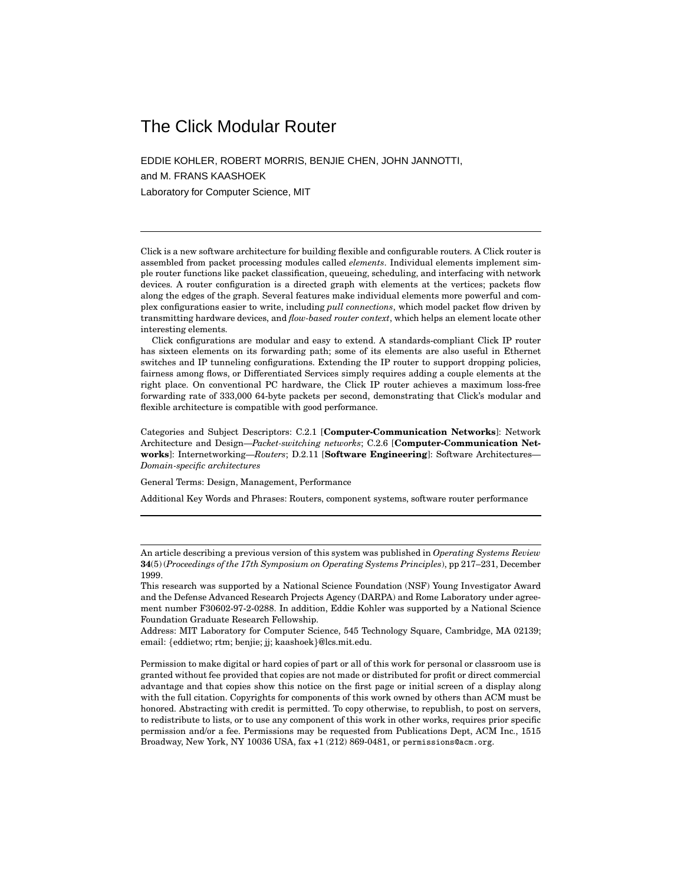# The Click Modular Router

EDDIE KOHLER, ROBERT MORRIS, BENJIE CHEN, JOHN JANNOTTI, and M. FRANS KAASHOEK

Laboratory for Computer Science, MIT

---

Click is a new software architecture for building flexible and configurable routers. A Click router is assembled from packet processing modules called *elements*. Individual elements implement simple router functions like packet classification, queueing, scheduling, and interfacing with network devices. A router configuration is a directed graph with elements at the vertices; packets flow along the edges of the graph. Several features make individual elements more powerful and complex configurations easier to write, including *pull connections*, which model packet flow driven by transmitting hardware devices, and *flow-based router context*, which helps an element locate other interesting elements.

Click configurations are modular and easy to extend. A standards-compliant Click IP router has sixteen elements on its forwarding path; some of its elements are also useful in Ethernet switches and IP tunneling configurations. Extending the IP router to support dropping policies, fairness among flows, or Differentiated Services simply requires adding a couple elements at the right place. On conventional PC hardware, the Click IP router achieves a maximum loss-free forwarding rate of 333,000 64-byte packets per second, demonstrating that Click's modular and flexible architecture is compatible with good performance.

Categories and Subject Descriptors: C.2.1 [**Computer-Communication Networks**]: Network Architecture and Design—*Packet-switching networks*; C.2.6 [**Computer-Communication Networks**]: Internetworking—*Routers*; D.2.11 [**Software Engineering**]: Software Architectures—*Domain-specific architectures*

General Terms: Design, Management, Performance

Additional Key Words and Phrases: Routers, component systems, software router performance

---

An article describing a previous version of this system was published in *Operating Systems Review* **34**(5) (*Proceedings of the 17th Symposium on Operating Systems Principles*), pp 217–231, December 1999.

This research was supported by a National Science Foundation (NSF) Young Investigator Award and the Defense Advanced Research Projects Agency (DARPA) and Rome Laboratory under agreement number F30602-97-2-0288. In addition, Eddie Kohler was supported by a National Science Foundation Graduate Research Fellowship.

Address: MIT Laboratory for Computer Science, 545 Technology Square, Cambridge, MA 02139; email: {eddietwo; rtm; benjie; jj; kaashoek}@lcs.mit.edu.

Permission to make digital or hard copies of part or all of this work for personal or classroom use is granted without fee provided that copies are not made or distributed for profit or direct commercial advantage and that copies show this notice on the first page or initial screen of a display along with the full citation. Copyrights for components of this work owned by others than ACM must be honored. Abstracting with credit is permitted. To copy otherwise, to republish, to post on servers, to redistribute to lists, or to use any component of this work in other works, requires prior specific permission and/or a fee. Permissions may be requested from Publications Dept, ACM Inc., 1515 Broadway, New York, NY 10036 USA, fax +1 (212) 869-0481, or permissions@acm.org.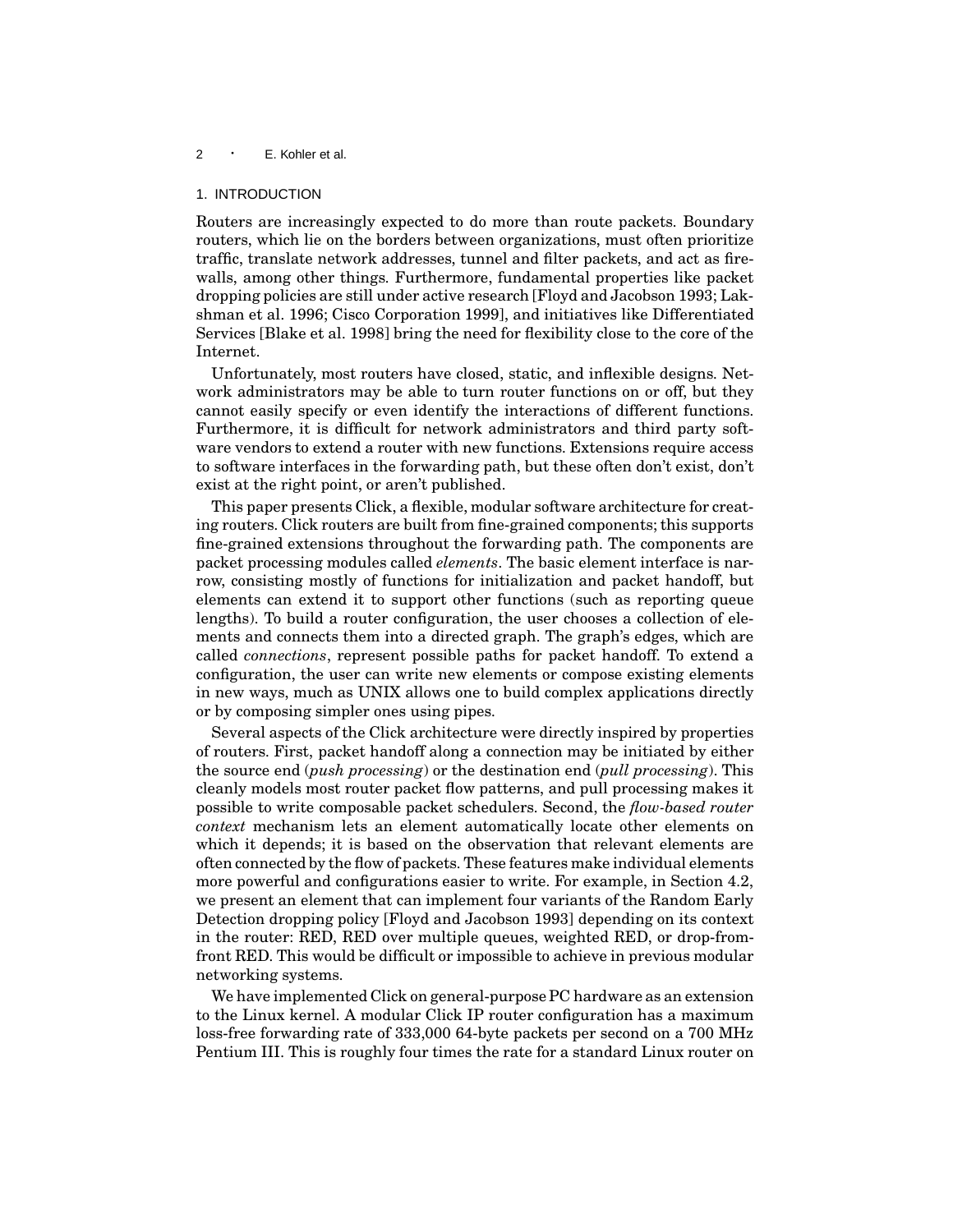## 1. INTRODUCTION

Routers are increasingly expected to do more than route packets. Boundary routers, which lie on the borders between organizations, must often prioritize traffic, translate network addresses, tunnel and filter packets, and act as firewalls, among other things. Furthermore, fundamental properties like packet dropping policies are still under active research [Floyd and Jacobson 1993; Lakshman et al. 1996; Cisco Corporation 1999], and initiatives like Differentiated Services [Blake et al. 1998] bring the need for flexibility close to the core of the Internet.

Unfortunately, most routers have closed, static, and inflexible designs. Network administrators may be able to turn router functions on or off, but they cannot easily specify or even identify the interactions of different functions. Furthermore, it is difficult for network administrators and third party software vendors to extend a router with new functions. Extensions require access to software interfaces in the forwarding path, but these often don't exist, don't exist at the right point, or aren't published.

This paper presents Click, a flexible, modular software architecture for creating routers. Click routers are built from fine-grained components; this supports fine-grained extensions throughout the forwarding path. The components are packet processing modules called *elements*. The basic element interface is narrow, consisting mostly of functions for initialization and packet handoff, but elements can extend it to support other functions (such as reporting queue lengths). To build a router configuration, the user chooses a collection of elements and connects them into a directed graph. The graph's edges, which are called *connections*, represent possible paths for packet handoff. To extend a configuration, the user can write new elements or compose existing elements in new ways, much as UNIX allows one to build complex applications directly or by composing simpler ones using pipes.

Several aspects of the Click architecture were directly inspired by properties of routers. First, packet handoff along a connection may be initiated by either the source end (*push processing*) or the destination end (*pull processing*). This cleanly models most router packet flow patterns, and pull processing makes it possible to write composable packet schedulers. Second, the *flow-based router context* mechanism lets an element automatically locate other elements on which it depends; it is based on the observation that relevant elements are often connected by the flow of packets. These features make individual elements more powerful and configurations easier to write. For example, in Section 4.2, we present an element that can implement four variants of the Random Early Detection dropping policy [Floyd and Jacobson 1993] depending on its context in the router: RED, RED over multiple queues, weighted RED, or drop-from-front RED. This would be difficult or impossible to achieve in previous modular networking systems.

We have implemented Click on general-purpose PC hardware as an extension to the Linux kernel. A modular Click IP router configuration has a maximum loss-free forwarding rate of 333,000 64-byte packets per second on a 700 MHz Pentium III. This is roughly four times the rate for a standard Linux router on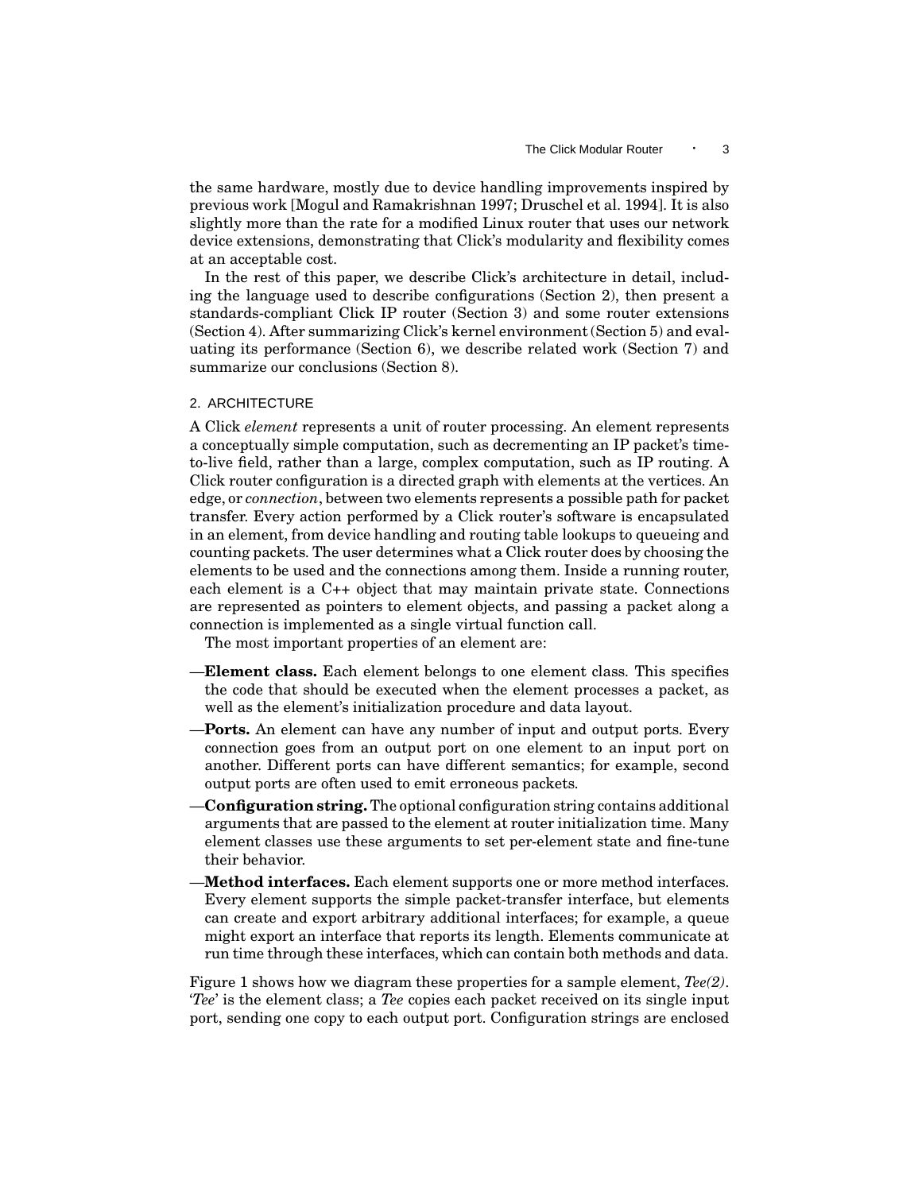the same hardware, mostly due to device handling improvements inspired by previous work [Mogul and Ramakrishnan 1997; Druschel et al. 1994]. It is also slightly more than the rate for a modified Linux router that uses our network device extensions, demonstrating that Click's modularity and flexibility comes at an acceptable cost.

In the rest of this paper, we describe Click's architecture in detail, including the language used to describe configurations (Section 2), then present a standards-compliant Click IP router (Section 3) and some router extensions (Section 4). After summarizing Click's kernel environment (Section 5) and evaluating its performance (Section 6), we describe related work (Section 7) and summarize our conclusions (Section 8).

## 2. ARCHITECTURE

A Click *element* represents a unit of router processing. An element represents a conceptually simple computation, such as decrementing an IP packet's time-to-live field, rather than a large, complex computation, such as IP routing. A Click router configuration is a directed graph with elements at the vertices. An edge, or *connection*, between two elements represents a possible path for packet transfer. Every action performed by a Click router's software is encapsulated in an element, from device handling and routing table lookups to queueing and counting packets. The user determines what a Click router does by choosing the elements to be used and the connections among them. Inside a running router, each element is a C++ object that may maintain private state. Connections are represented as pointers to element objects, and passing a packet along a connection is implemented as a single virtual function call.

The most important properties of an element are:

—**Element class.** Each element belongs to one element class. This specifies the code that should be executed when the element processes a packet, as well as the element's initialization procedure and data layout.

—**Ports.** An element can have any number of input and output ports. Every connection goes from an output port on one element to an input port on another. Different ports can have different semantics; for example, second output ports are often used to emit erroneous packets.

—**Configuration string.** The optional configuration string contains additional arguments that are passed to the element at router initialization time. Many element classes use these arguments to set per-element state and fine-tune their behavior.

—**Method interfaces.** Each element supports one or more method interfaces. Every element supports the simple packet-transfer interface, but elements can create and export arbitrary additional interfaces; for example, a queue might export an interface that reports its length. Elements communicate at run time through these interfaces, which can contain both methods and data.

Figure 1 shows how we diagram these properties for a sample element, *Tee(2)*. '*Tee*' is the element class; a *Tee* copies each packet received on its single input port, sending one copy to each output port. Configuration strings are enclosed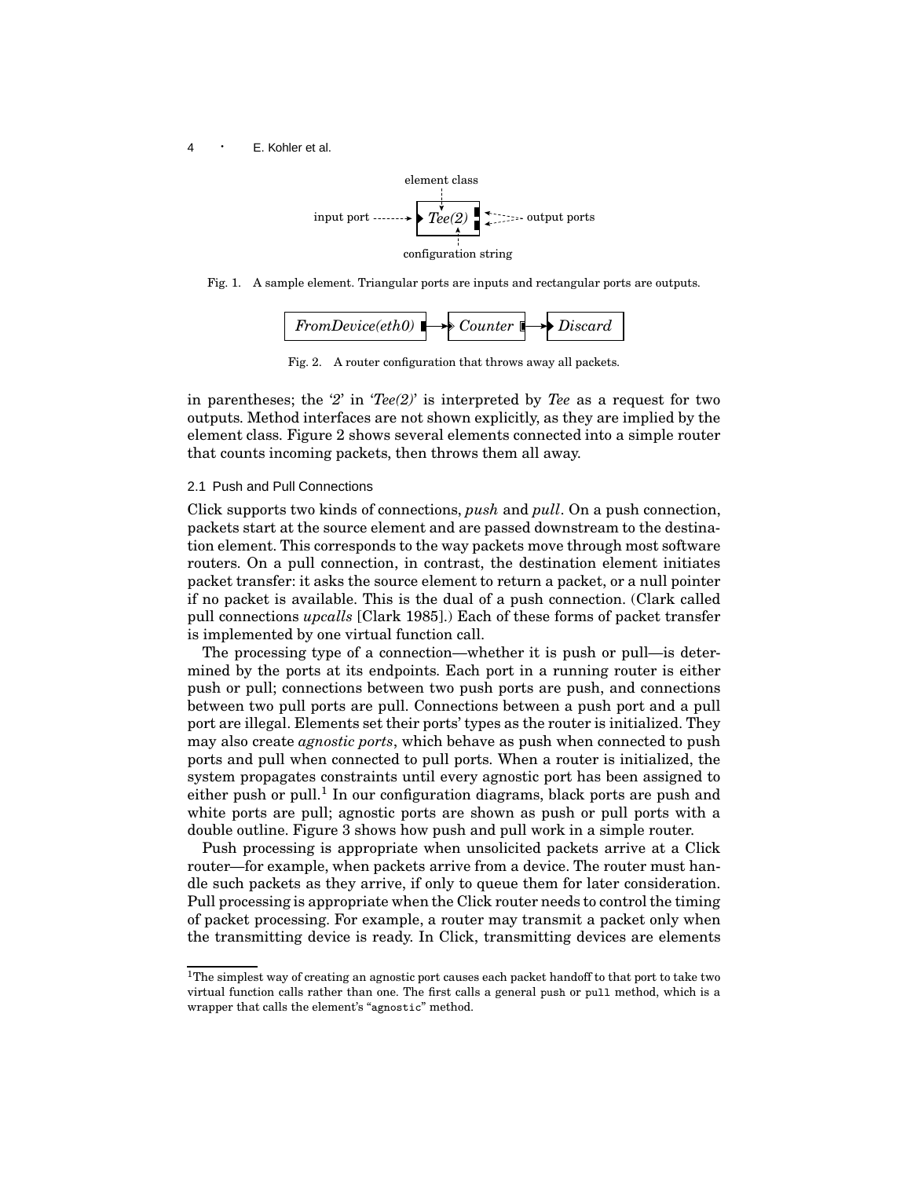element class

input port → Tee(2) ← output ports

configuration string

Fig. 1. A sample element. Triangular ports are inputs and rectangular ports are outputs.

FromDevice(eth0) → Counter → Discard

Fig. 2. A router configuration that throws away all packets.

in parentheses; the '2' in '*Tee(2)*' is interpreted by *Tee* as a request for two outputs. Method interfaces are not shown explicitly, as they are implied by the element class. Figure 2 shows several elements connected into a simple router that counts incoming packets, then throws them all away.

### 2.1 Push and Pull Connections

Click supports two kinds of connections, *push* and *pull*. On a push connection, packets start at the source element and are passed downstream to the destination element. This corresponds to the way packets move through most software routers. On a pull connection, in contrast, the destination element initiates packet transfer: it asks the source element to return a packet, or a null pointer if no packet is available. This is the dual of a push connection. (Clark called pull connections *upcalls* [Clark 1985].) Each of these forms of packet transfer is implemented by one virtual function call.

The processing type of a connection—whether it is push or pull—is determined by the ports at its endpoints. Each port in a running router is either push or pull; connections between two push ports are push, and connections between two pull ports are pull. Connections between a push port and a pull port are illegal. Elements set their ports' types as the router is initialized. They may also create *agnostic ports*, which behave as push when connected to push ports and pull when connected to pull ports. When a router is initialized, the system propagates constraints until every agnostic port has been assigned to either push or pull.[1] In our configuration diagrams, black ports are push and white ports are pull; agnostic ports are shown as push or pull ports with a double outline. Figure 3 shows how push and pull work in a simple router.

Push processing is appropriate when unsolicited packets arrive at a Click router—for example, when packets arrive from a device. The router must handle such packets as they arrive, if only to queue them for later consideration. Pull processing is appropriate when the Click router needs to control the timing of packet processing. For example, a router may transmit a packet only when the transmitting device is ready. In Click, transmitting devices are elements

[1] The simplest way of creating an agnostic port causes each packet handoff to that port to take two virtual function calls rather than one. The first calls a general `push` or `pull` method, which is a wrapper that calls the element's "`agnostic`" method.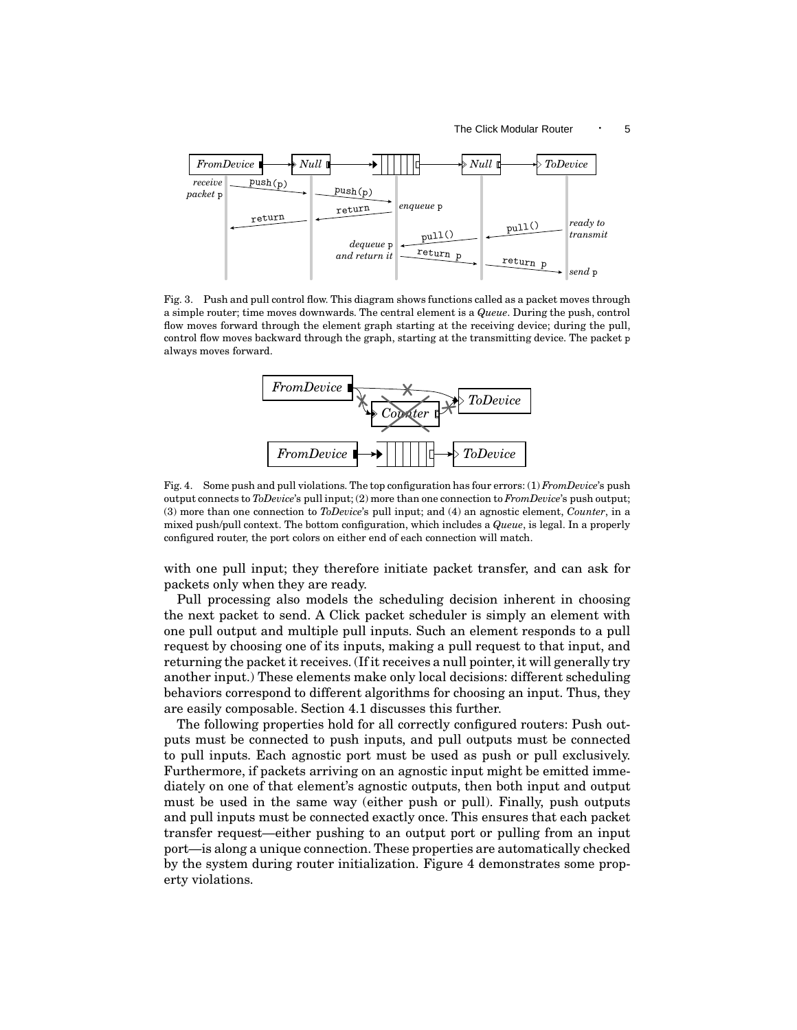Fig. 3. Push and pull control flow. This diagram shows functions called as a packet moves through a simple router; time moves downwards. The central element is a *Queue*. During the push, control flow moves forward through the element graph starting at the receiving device; during the pull, control flow moves backward through the graph, starting at the transmitting device. The packet p always moves forward.

Fig. 4. Some push and pull violations. The top configuration has four errors: (1) *FromDevice*'s push output connects to *ToDevice*'s pull input; (2) more than one connection to *FromDevice*'s push output; (3) more than one connection to *ToDevice*'s pull input; and (4) an agnostic element, *Counter*, in a mixed push/pull context. The bottom configuration, which includes a *Queue*, is legal. In a properly configured router, the port colors on either end of each connection will match.

with one pull input; they therefore initiate packet transfer, and can ask for packets only when they are ready.

Pull processing also models the scheduling decision inherent in choosing the next packet to send. A Click packet scheduler is simply an element with one pull output and multiple pull inputs. Such an element responds to a pull request by choosing one of its inputs, making a pull request to that input, and returning the packet it receives. (If it receives a null pointer, it will generally try another input.) These elements make only local decisions: different scheduling behaviors correspond to different algorithms for choosing an input. Thus, they are easily composable. Section 4.1 discusses this further.

The following properties hold for all correctly configured routers: Push outputs must be connected to push inputs, and pull outputs must be connected to pull inputs. Each agnostic port must be used as push or pull exclusively. Furthermore, if packets arriving on an agnostic input might be emitted immediately on one of that element's agnostic outputs, then both input and output must be used in the same way (either push or pull). Finally, push outputs and pull inputs must be connected exactly once. This ensures that each packet transfer request—either pushing to an output port or pulling from an input port—is along a unique connection. These properties are automatically checked by the system during router initialization. Figure 4 demonstrates some property violations.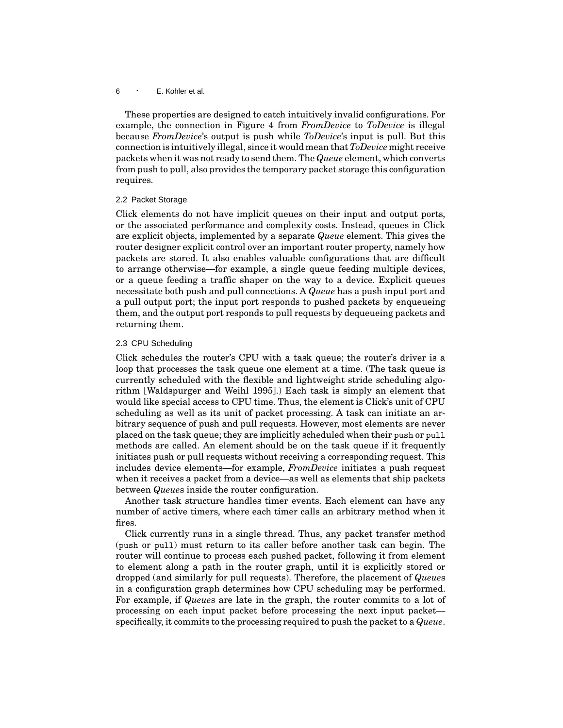These properties are designed to catch intuitively invalid configurations. For example, the connection in Figure 4 from *FromDevice* to *ToDevice* is illegal because *FromDevice*'s output is push while *ToDevice*'s input is pull. But this connection is intuitively illegal, since it would mean that *ToDevice* might receive packets when it was not ready to send them. The *Queue* element, which converts from push to pull, also provides the temporary packet storage this configuration requires.

### 2.2 Packet Storage

Click elements do not have implicit queues on their input and output ports, or the associated performance and complexity costs. Instead, queues in Click are explicit objects, implemented by a separate *Queue* element. This gives the router designer explicit control over an important router property, namely how packets are stored. It also enables valuable configurations that are difficult to arrange otherwise—for example, a single queue feeding multiple devices, or a queue feeding a traffic shaper on the way to a device. Explicit queues necessitate both push and pull connections. A *Queue* has a push input port and a pull output port; the input port responds to pushed packets by enqueueing them, and the output port responds to pull requests by dequeueing packets and returning them.

### 2.3 CPU Scheduling

Click schedules the router's CPU with a task queue; the router's driver is a loop that processes the task queue one element at a time. (The task queue is currently scheduled with the flexible and lightweight stride scheduling algorithm [Waldspurger and Weihl 1995].) Each task is simply an element that would like special access to CPU time. Thus, the element is Click's unit of CPU scheduling as well as its unit of packet processing. A task can initiate an arbitrary sequence of push and pull requests. However, most elements are never placed on the task queue; they are implicitly scheduled when their `push` or `pull` methods are called. An element should be on the task queue if it frequently initiates push or pull requests without receiving a corresponding request. This includes device elements—for example, *FromDevice* initiates a push request when it receives a packet from a device—as well as elements that ship packets between *Queue*s inside the router configuration.

Another task structure handles timer events. Each element can have any number of active timers, where each timer calls an arbitrary method when it fires.

Click currently runs in a single thread. Thus, any packet transfer method (`push` or `pull`) must return to its caller before another task can begin. The router will continue to process each pushed packet, following it from element to element along a path in the router graph, until it is explicitly stored or dropped (and similarly for pull requests). Therefore, the placement of *Queue*s in a configuration graph determines how CPU scheduling may be performed. For example, if *Queue*s are late in the graph, the router commits to a lot of processing on each input packet before processing the next input packet—specifically, it commits to the processing required to push the packet to a *Queue*.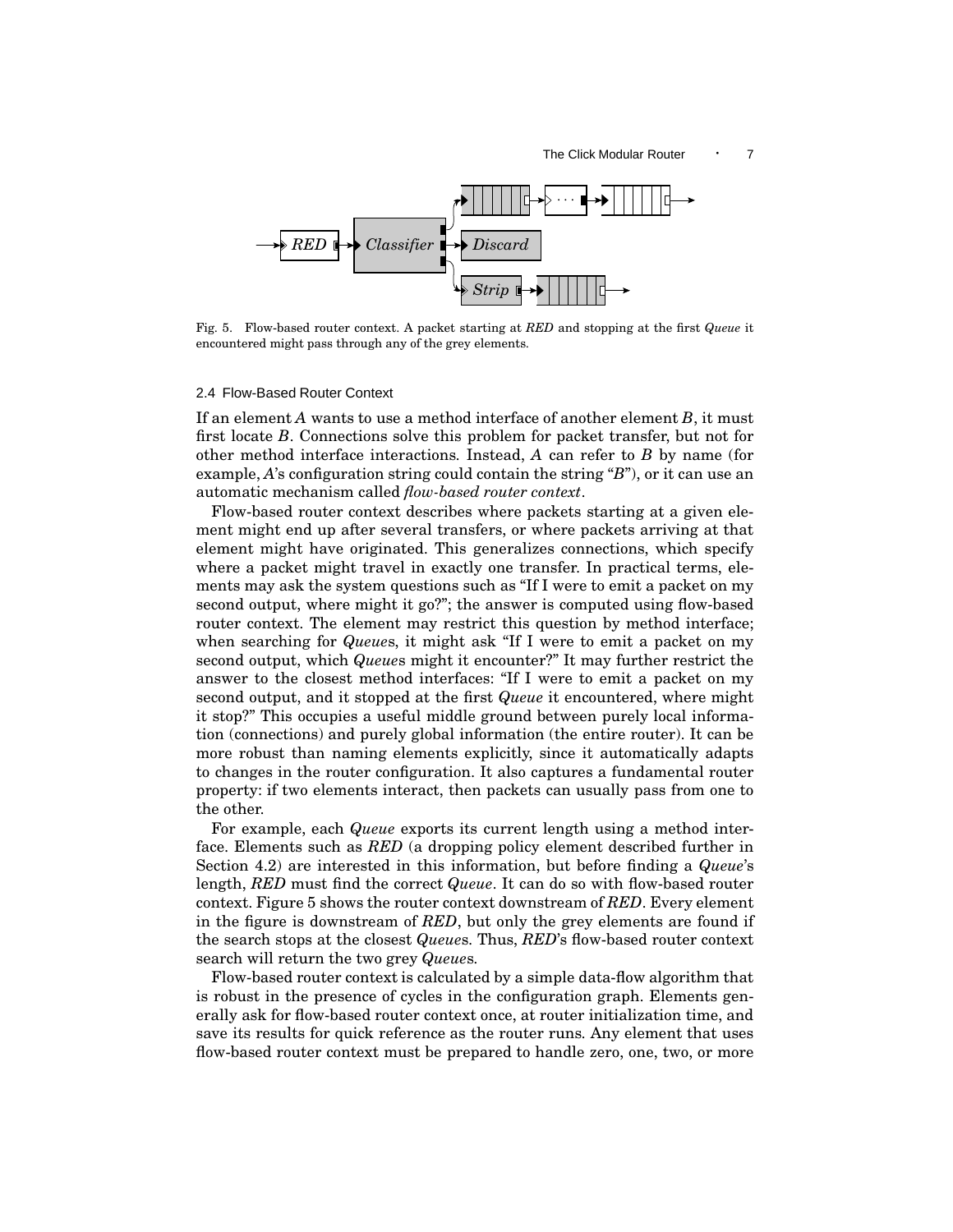Fig. 5. Flow-based router context. A packet starting at *RED* and stopping at the first *Queue* it encountered might pass through any of the grey elements.

### 2.4 Flow-Based Router Context

If an element $A$ wants to use a method interface of another element $B$, it must first locate $B$. Connections solve this problem for packet transfer, but not for other method interface interactions. Instead, $A$ can refer to $B$ by name (for example, $A$'s configuration string could contain the string "$B$"), or it can use an automatic mechanism called *flow-based router context*.

Flow-based router context describes where packets starting at a given element might end up after several transfers, or where packets arriving at that element might have originated. This generalizes connections, which specify where a packet might travel in exactly one transfer. In practical terms, elements may ask the system questions such as "If I were to emit a packet on my second output, where might it go?"; the answer is computed using flow-based router context. The element may restrict this question by method interface; when searching for *Queue*s, it might ask "If I were to emit a packet on my second output, which *Queue*s might it encounter?" It may further restrict the answer to the closest method interfaces: "If I were to emit a packet on my second output, and it stopped at the first *Queue* it encountered, where might it stop?" This occupies a useful middle ground between purely local information (connections) and purely global information (the entire router). It can be more robust than naming elements explicitly, since it automatically adapts to changes in the router configuration. It also captures a fundamental router property: if two elements interact, then packets can usually pass from one to the other.

For example, each *Queue* exports its current length using a method interface. Elements such as *RED* (a dropping policy element described further in Section 4.2) are interested in this information, but before finding a *Queue*'s length, *RED* must find the correct *Queue*. It can do so with flow-based router context. Figure 5 shows the router context downstream of *RED*. Every element in the figure is downstream of *RED*, but only the grey elements are found if the search stops at the closest *Queue*s. Thus, *RED*'s flow-based router context search will return the two grey *Queue*s.

Flow-based router context is calculated by a simple data-flow algorithm that is robust in the presence of cycles in the configuration graph. Elements generally ask for flow-based router context once, at router initialization time, and save its results for quick reference as the router runs. Any element that uses flow-based router context must be prepared to handle zero, one, two, or more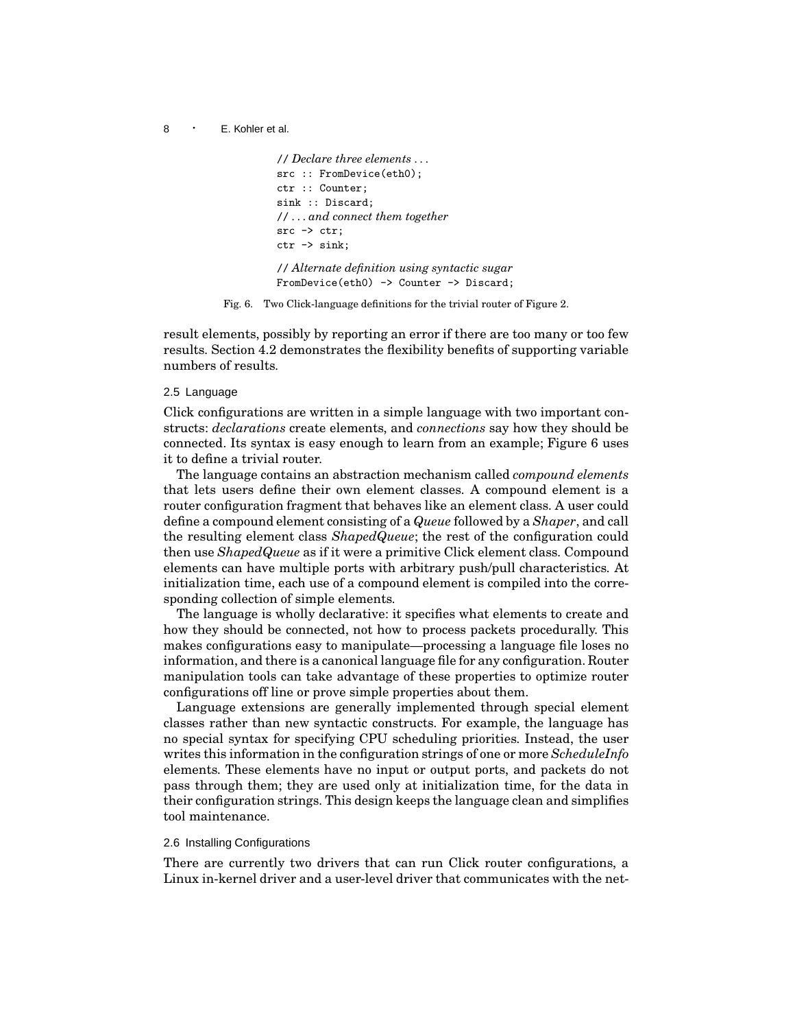```
// Declare three elements ...
src :: FromDevice(eth0);
ctr :: Counter;
sink :: Discard;
// ... and connect them together
src -> ctr;
ctr -> sink;

// Alternate definition using syntactic sugar
FromDevice(eth0) -> Counter -> Discard;
```

Fig. 6. Two Click-language definitions for the trivial router of Figure 2.

result elements, possibly by reporting an error if there are too many or too few results. Section 4.2 demonstrates the flexibility benefits of supporting variable numbers of results.

### 2.5 Language

Click configurations are written in a simple language with two important constructs: *declarations* create elements, and *connections* say how they should be connected. Its syntax is easy enough to learn from an example; Figure 6 uses it to define a trivial router.

The language contains an abstraction mechanism called *compound elements* that lets users define their own element classes. A compound element is a router configuration fragment that behaves like an element class. A user could define a compound element consisting of a *Queue* followed by a *Shaper*, and call the resulting element class *ShapedQueue*; the rest of the configuration could then use *ShapedQueue* as if it were a primitive Click element class. Compound elements can have multiple ports with arbitrary push/pull characteristics. At initialization time, each use of a compound element is compiled into the corresponding collection of simple elements.

The language is wholly declarative: it specifies what elements to create and how they should be connected, not how to process packets procedurally. This makes configurations easy to manipulate—processing a language file loses no information, and there is a canonical language file for any configuration. Router manipulation tools can take advantage of these properties to optimize router configurations off line or prove simple properties about them.

Language extensions are generally implemented through special element classes rather than new syntactic constructs. For example, the language has no special syntax for specifying CPU scheduling priorities. Instead, the user writes this information in the configuration strings of one or more *ScheduleInfo* elements. These elements have no input or output ports, and packets do not pass through them; they are used only at initialization time, for the data in their configuration strings. This design keeps the language clean and simplifies tool maintenance.

### 2.6 Installing Configurations

There are currently two drivers that can run Click router configurations, a Linux in-kernel driver and a user-level driver that communicates with the net-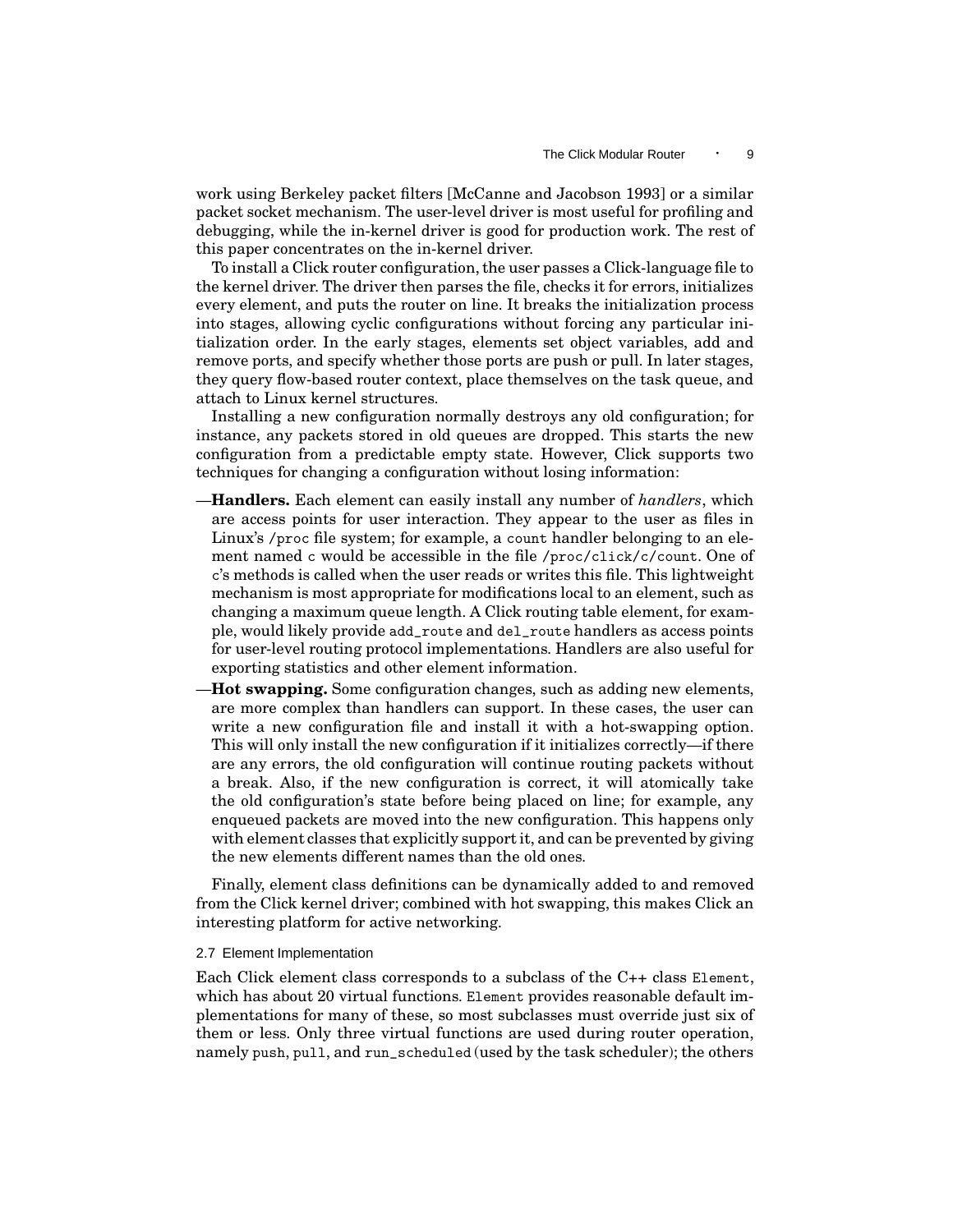work using Berkeley packet filters [McCanne and Jacobson 1993] or a similar packet socket mechanism. The user-level driver is most useful for profiling and debugging, while the in-kernel driver is good for production work. The rest of this paper concentrates on the in-kernel driver.

To install a Click router configuration, the user passes a Click-language file to the kernel driver. The driver then parses the file, checks it for errors, initializes every element, and puts the router on line. It breaks the initialization process into stages, allowing cyclic configurations without forcing any particular initialization order. In the early stages, elements set object variables, add and remove ports, and specify whether those ports are push or pull. In later stages, they query flow-based router context, place themselves on the task queue, and attach to Linux kernel structures.

Installing a new configuration normally destroys any old configuration; for instance, any packets stored in old queues are dropped. This starts the new configuration from a predictable empty state. However, Click supports two techniques for changing a configuration without losing information:

—**Handlers.** Each element can easily install any number of *handlers*, which are access points for user interaction. They appear to the user as files in Linux's `/proc` file system; for example, a `count` handler belonging to an element named `c` would be accessible in the file `/proc/click/c/count`. One of `c`'s methods is called when the user reads or writes this file. This lightweight mechanism is most appropriate for modifications local to an element, such as changing a maximum queue length. A Click routing table element, for example, would likely provide `add_route` and `del_route` handlers as access points for user-level routing protocol implementations. Handlers are also useful for exporting statistics and other element information.

—**Hot swapping.** Some configuration changes, such as adding new elements, are more complex than handlers can support. In these cases, the user can write a new configuration file and install it with a hot-swapping option. This will only install the new configuration if it initializes correctly—if there are any errors, the old configuration will continue routing packets without a break. Also, if the new configuration is correct, it will atomically take the old configuration's state before being placed on line; for example, any enqueued packets are moved into the new configuration. This happens only with element classes that explicitly support it, and can be prevented by giving the new elements different names than the old ones.

Finally, element class definitions can be dynamically added to and removed from the Click kernel driver; combined with hot swapping, this makes Click an interesting platform for active networking.

### 2.7 Element Implementation

Each Click element class corresponds to a subclass of the C++ class `Element`, which has about 20 virtual functions. `Element` provides reasonable default implementations for many of these, so most subclasses must override just six of them or less. Only three virtual functions are used during router operation, namely `push`, `pull`, and `run_scheduled` (used by the task scheduler); the others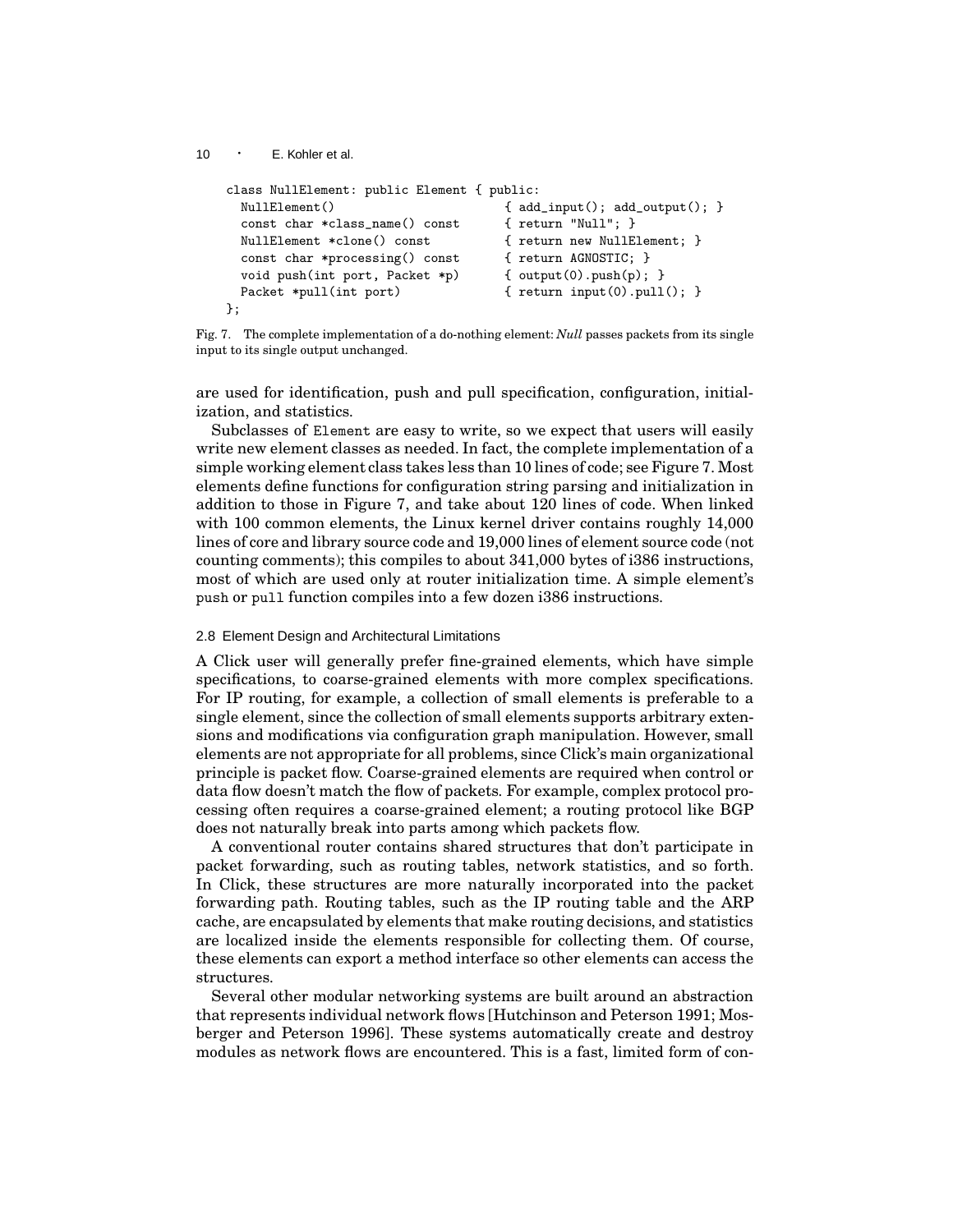```
class NullElement: public Element { public:
  NullElement()                        { add_input(); add_output(); }
  const char *class_name() const       { return "Null"; }
  NullElement *clone() const           { return new NullElement; }
  const char *processing() const       { return AGNOSTIC; }
  void push(int port, Packet *p)       { output(0).push(p); }
  Packet *pull(int port)               { return input(0).pull(); }
};
```

Fig. 7. The complete implementation of a do-nothing element: *Null* passes packets from its single input to its single output unchanged.

are used for identification, push and pull specification, configuration, initialization, and statistics.

Subclasses of Element are easy to write, so we expect that users will easily write new element classes as needed. In fact, the complete implementation of a simple working element class takes less than 10 lines of code; see Figure 7. Most elements define functions for configuration string parsing and initialization in addition to those in Figure 7, and take about 120 lines of code. When linked with 100 common elements, the Linux kernel driver contains roughly 14,000 lines of core and library source code and 19,000 lines of element source code (not counting comments); this compiles to about 341,000 bytes of i386 instructions, most of which are used only at router initialization time. A simple element's push or pull function compiles into a few dozen i386 instructions.

### 2.8 Element Design and Architectural Limitations

A Click user will generally prefer fine-grained elements, which have simple specifications, to coarse-grained elements with more complex specifications. For IP routing, for example, a collection of small elements is preferable to a single element, since the collection of small elements supports arbitrary extensions and modifications via configuration graph manipulation. However, small elements are not appropriate for all problems, since Click's main organizational principle is packet flow. Coarse-grained elements are required when control or data flow doesn't match the flow of packets. For example, complex protocol processing often requires a coarse-grained element; a routing protocol like BGP does not naturally break into parts among which packets flow.

A conventional router contains shared structures that don't participate in packet forwarding, such as routing tables, network statistics, and so forth. In Click, these structures are more naturally incorporated into the packet forwarding path. Routing tables, such as the IP routing table and the ARP cache, are encapsulated by elements that make routing decisions, and statistics are localized inside the elements responsible for collecting them. Of course, these elements can export a method interface so other elements can access the structures.

Several other modular networking systems are built around an abstraction that represents individual network flows [Hutchinson and Peterson 1991; Mosberger and Peterson 1996]. These systems automatically create and destroy modules as network flows are encountered. This is a fast, limited form of con-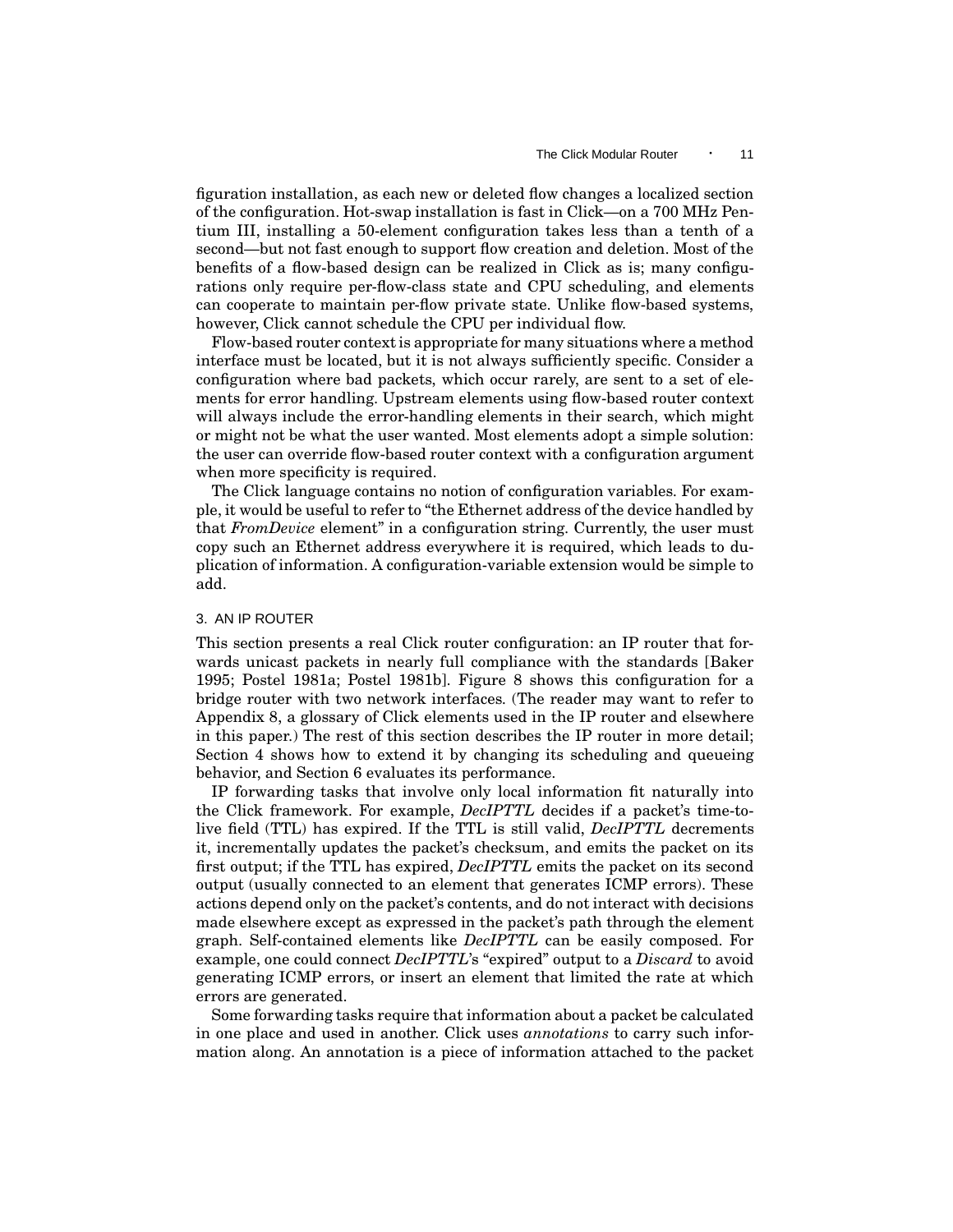figuration installation, as each new or deleted flow changes a localized section of the configuration. Hot-swap installation is fast in Click—on a 700 MHz Pentium III, installing a 50-element configuration takes less than a tenth of a second—but not fast enough to support flow creation and deletion. Most of the benefits of a flow-based design can be realized in Click as is; many configurations only require per-flow-class state and CPU scheduling, and elements can cooperate to maintain per-flow private state. Unlike flow-based systems, however, Click cannot schedule the CPU per individual flow.

Flow-based router context is appropriate for many situations where a method interface must be located, but it is not always sufficiently specific. Consider a configuration where bad packets, which occur rarely, are sent to a set of elements for error handling. Upstream elements using flow-based router context will always include the error-handling elements in their search, which might or might not be what the user wanted. Most elements adopt a simple solution: the user can override flow-based router context with a configuration argument when more specificity is required.

The Click language contains no notion of configuration variables. For example, it would be useful to refer to "the Ethernet address of the device handled by that *FromDevice* element" in a configuration string. Currently, the user must copy such an Ethernet address everywhere it is required, which leads to duplication of information. A configuration-variable extension would be simple to add.

## 3. AN IP ROUTER

This section presents a real Click router configuration: an IP router that forwards unicast packets in nearly full compliance with the standards [Baker 1995; Postel 1981a; Postel 1981b]. Figure 8 shows this configuration for a bridge router with two network interfaces. (The reader may want to refer to Appendix 8, a glossary of Click elements used in the IP router and elsewhere in this paper.) The rest of this section describes the IP router in more detail; Section 4 shows how to extend it by changing its scheduling and queueing behavior, and Section 6 evaluates its performance.

IP forwarding tasks that involve only local information fit naturally into the Click framework. For example, *DecIPTTL* decides if a packet's time-to-live field (TTL) has expired. If the TTL is still valid, *DecIPTTL* decrements it, incrementally updates the packet's checksum, and emits the packet on its first output; if the TTL has expired, *DecIPTTL* emits the packet on its second output (usually connected to an element that generates ICMP errors). These actions depend only on the packet's contents, and do not interact with decisions made elsewhere except as expressed in the packet's path through the element graph. Self-contained elements like *DecIPTTL* can be easily composed. For example, one could connect *DecIPTTL*'s "expired" output to a *Discard* to avoid generating ICMP errors, or insert an element that limited the rate at which errors are generated.

Some forwarding tasks require that information about a packet be calculated in one place and used in another. Click uses *annotations* to carry such information along. An annotation is a piece of information attached to the packet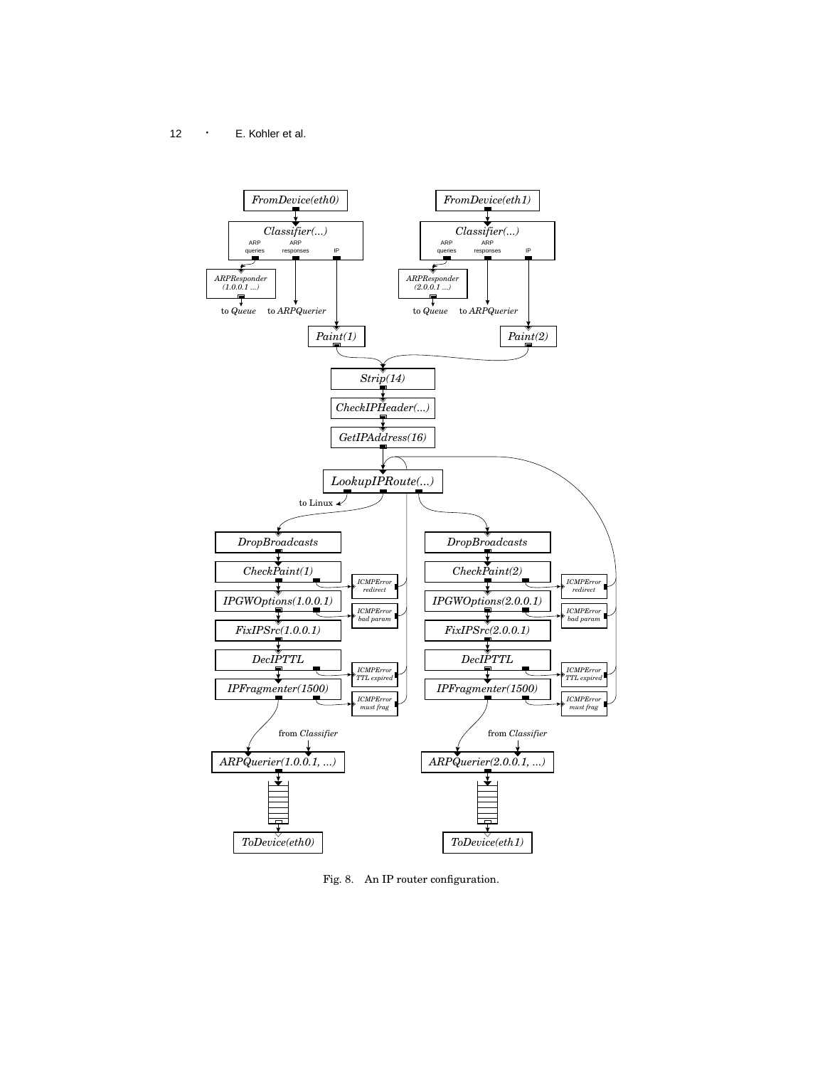Fig. 8. An IP router configuration.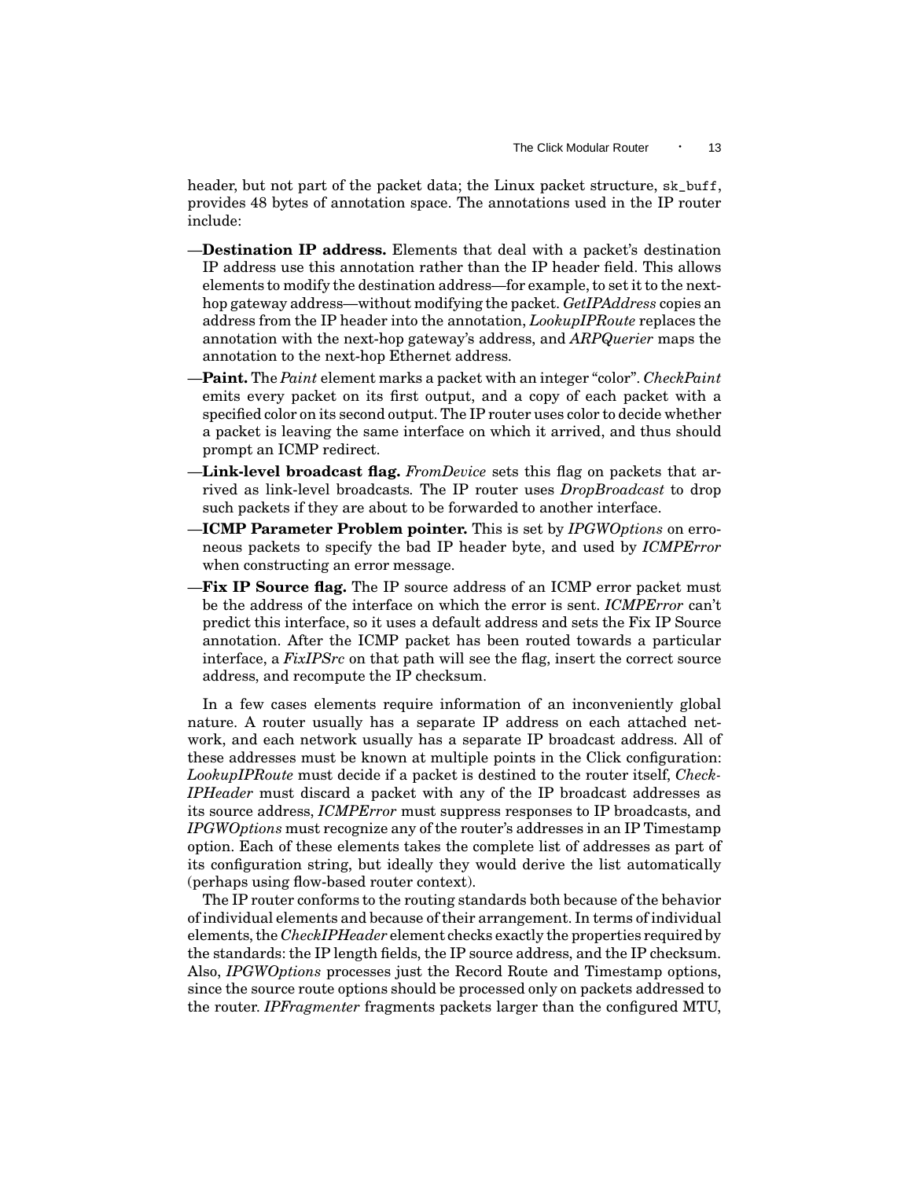header, but not part of the packet data; the Linux packet structure, `sk_buff`, provides 48 bytes of annotation space. The annotations used in the IP router include:

- **Destination IP address.** Elements that deal with a packet's destination IP address use this annotation rather than the IP header field. This allows elements to modify the destination address—for example, to set it to the next-hop gateway address—without modifying the packet. *GetIPAddress* copies an address from the IP header into the annotation, *LookupIPRoute* replaces the annotation with the next-hop gateway's address, and *ARPQuerier* maps the annotation to the next-hop Ethernet address.
- **Paint.** The *Paint* element marks a packet with an integer "color". *CheckPaint* emits every packet on its first output, and a copy of each packet with a specified color on its second output. The IP router uses color to decide whether a packet is leaving the same interface on which it arrived, and thus should prompt an ICMP redirect.
- **Link-level broadcast flag.** *FromDevice* sets this flag on packets that arrived as link-level broadcasts. The IP router uses *DropBroadcast* to drop such packets if they are about to be forwarded to another interface.
- **ICMP Parameter Problem pointer.** This is set by *IPGWOptions* on erroneous packets to specify the bad IP header byte, and used by *ICMPError* when constructing an error message.
- **Fix IP Source flag.** The IP source address of an ICMP error packet must be the address of the interface on which the error is sent. *ICMPError* can't predict this interface, so it uses a default address and sets the Fix IP Source annotation. After the ICMP packet has been routed towards a particular interface, a *FixIPSrc* on that path will see the flag, insert the correct source address, and recompute the IP checksum.

In a few cases elements require information of an inconveniently global nature. A router usually has a separate IP address on each attached network, and each network usually has a separate IP broadcast address. All of these addresses must be known at multiple points in the Click configuration: *LookupIPRoute* must decide if a packet is destined to the router itself, *CheckIPHeader* must discard a packet with any of the IP broadcast addresses as its source address, *ICMPError* must suppress responses to IP broadcasts, and *IPGWOptions* must recognize any of the router's addresses in an IP Timestamp option. Each of these elements takes the complete list of addresses as part of its configuration string, but ideally they would derive the list automatically (perhaps using flow-based router context).

The IP router conforms to the routing standards both because of the behavior of individual elements and because of their arrangement. In terms of individual elements, the *CheckIPHeader* element checks exactly the properties required by the standards: the IP length fields, the IP source address, and the IP checksum. Also, *IPGWOptions* processes just the Record Route and Timestamp options, since the source route options should be processed only on packets addressed to the router. *IPFragmenter* fragments packets larger than the configured MTU,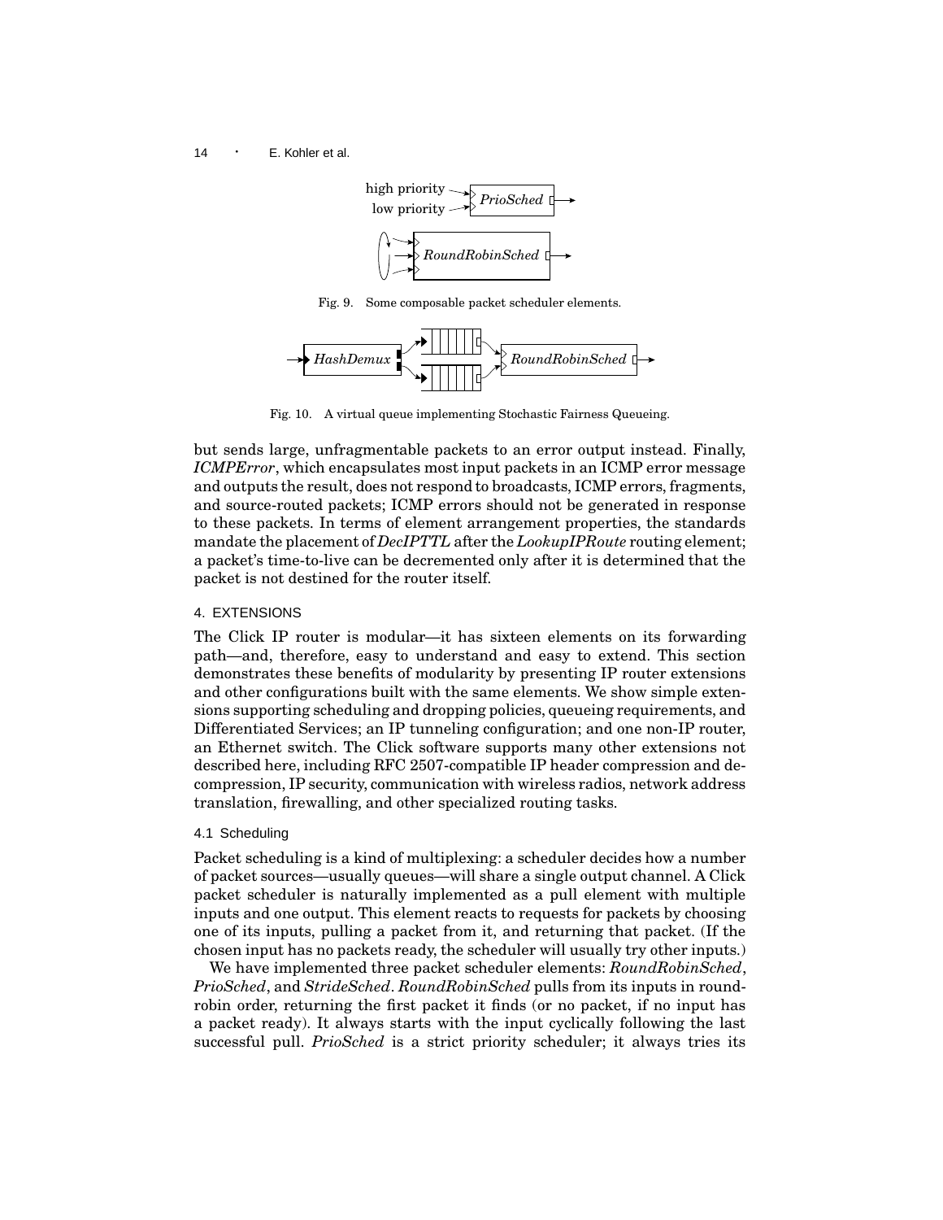high priority → PrioSched →
low priority →

RoundRobinSched →

Fig. 9. Some composable packet scheduler elements.

→ HashDemux → [queues] → RoundRobinSched →

Fig. 10. A virtual queue implementing Stochastic Fairness Queueing.

but sends large, unfragmentable packets to an error output instead. Finally, *ICMPError*, which encapsulates most input packets in an ICMP error message and outputs the result, does not respond to broadcasts, ICMP errors, fragments, and source-routed packets; ICMP errors should not be generated in response to these packets. In terms of element arrangement properties, the standards mandate the placement of *DecIPTTL* after the *LookupIPRoute* routing element; a packet's time-to-live can be decremented only after it is determined that the packet is not destined for the router itself.

## 4. EXTENSIONS

The Click IP router is modular—it has sixteen elements on its forwarding path—and, therefore, easy to understand and easy to extend. This section demonstrates these benefits of modularity by presenting IP router extensions and other configurations built with the same elements. We show simple extensions supporting scheduling and dropping policies, queueing requirements, and Differentiated Services; an IP tunneling configuration; and one non-IP router, an Ethernet switch. The Click software supports many other extensions not described here, including RFC 2507-compatible IP header compression and decompression, IP security, communication with wireless radios, network address translation, firewalling, and other specialized routing tasks.

### 4.1 Scheduling

Packet scheduling is a kind of multiplexing: a scheduler decides how a number of packet sources—usually queues—will share a single output channel. A Click packet scheduler is naturally implemented as a pull element with multiple inputs and one output. This element reacts to requests for packets by choosing one of its inputs, pulling a packet from it, and returning that packet. (If the chosen input has no packets ready, the scheduler will usually try other inputs.)

We have implemented three packet scheduler elements: *RoundRobinSched*, *PrioSched*, and *StrideSched*. *RoundRobinSched* pulls from its inputs in round-robin order, returning the first packet it finds (or no packet, if no input has a packet ready). It always starts with the input cyclically following the last successful pull. *PrioSched* is a strict priority scheduler; it always tries its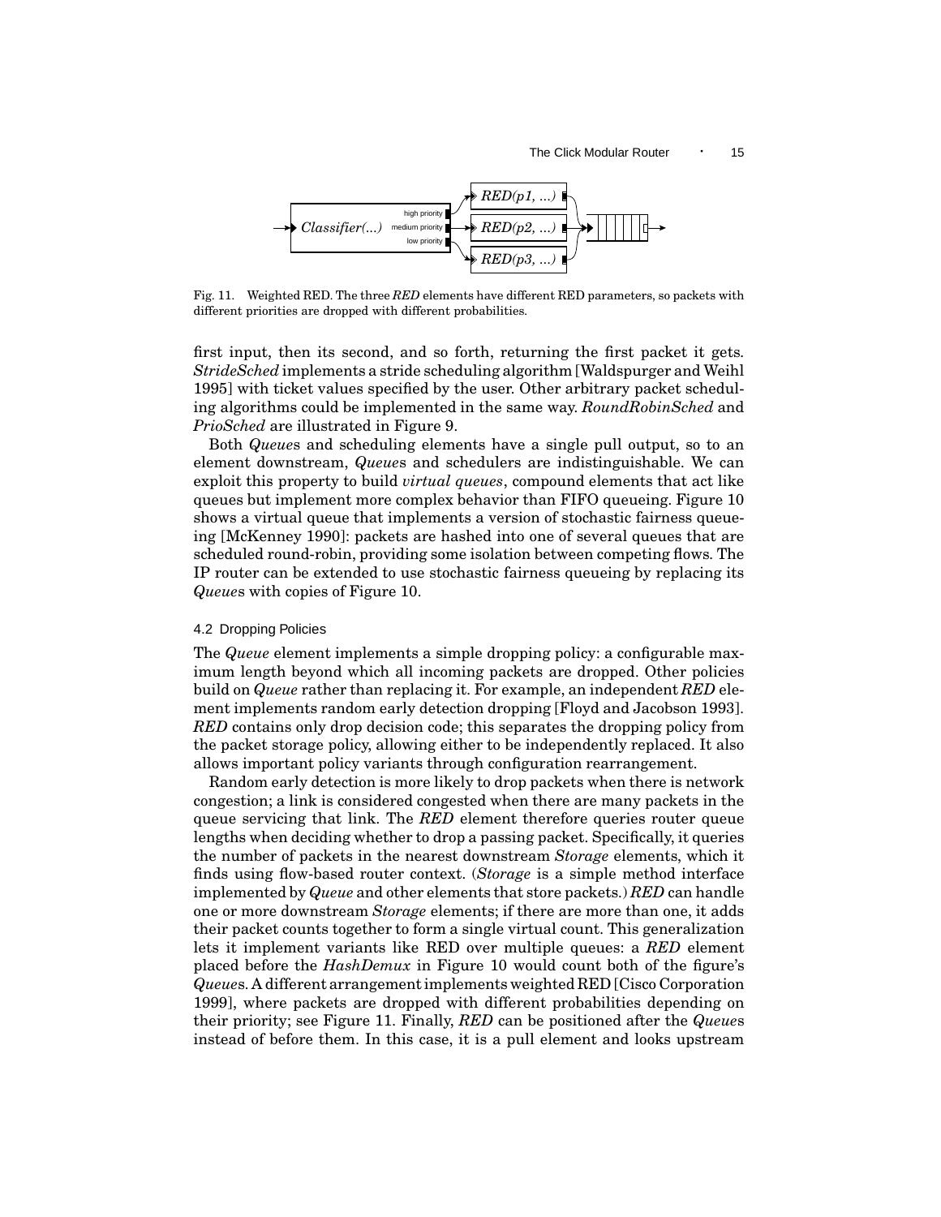Fig. 11. Weighted RED. The three *RED* elements have different RED parameters, so packets with different priorities are dropped with different probabilities.

first input, then its second, and so forth, returning the first packet it gets. *StrideSched* implements a stride scheduling algorithm [Waldspurger and Weihl 1995] with ticket values specified by the user. Other arbitrary packet scheduling algorithms could be implemented in the same way. *RoundRobinSched* and *PrioSched* are illustrated in Figure 9.

Both *Queue*s and scheduling elements have a single pull output, so to an element downstream, *Queue*s and schedulers are indistinguishable. We can exploit this property to build *virtual queues*, compound elements that act like queues but implement more complex behavior than FIFO queueing. Figure 10 shows a virtual queue that implements a version of stochastic fairness queueing [McKenney 1990]: packets are hashed into one of several queues that are scheduled round-robin, providing some isolation between competing flows. The IP router can be extended to use stochastic fairness queueing by replacing its *Queue*s with copies of Figure 10.

### 4.2 Dropping Policies

The *Queue* element implements a simple dropping policy: a configurable maximum length beyond which all incoming packets are dropped. Other policies build on *Queue* rather than replacing it. For example, an independent *RED* element implements random early detection dropping [Floyd and Jacobson 1993]. *RED* contains only drop decision code; this separates the dropping policy from the packet storage policy, allowing either to be independently replaced. It also allows important policy variants through configuration rearrangement.

Random early detection is more likely to drop packets when there is network congestion; a link is considered congested when there are many packets in the queue servicing that link. The *RED* element therefore queries router queue lengths when deciding whether to drop a passing packet. Specifically, it queries the number of packets in the nearest downstream *Storage* elements, which it finds using flow-based router context. (*Storage* is a simple method interface implemented by *Queue* and other elements that store packets.) *RED* can handle one or more downstream *Storage* elements; if there are more than one, it adds their packet counts together to form a single virtual count. This generalization lets it implement variants like RED over multiple queues: a *RED* element placed before the *HashDemux* in Figure 10 would count both of the figure's *Queue*s. A different arrangement implements weighted RED [Cisco Corporation 1999], where packets are dropped with different probabilities depending on their priority; see Figure 11. Finally, *RED* can be positioned after the *Queue*s instead of before them. In this case, it is a pull element and looks upstream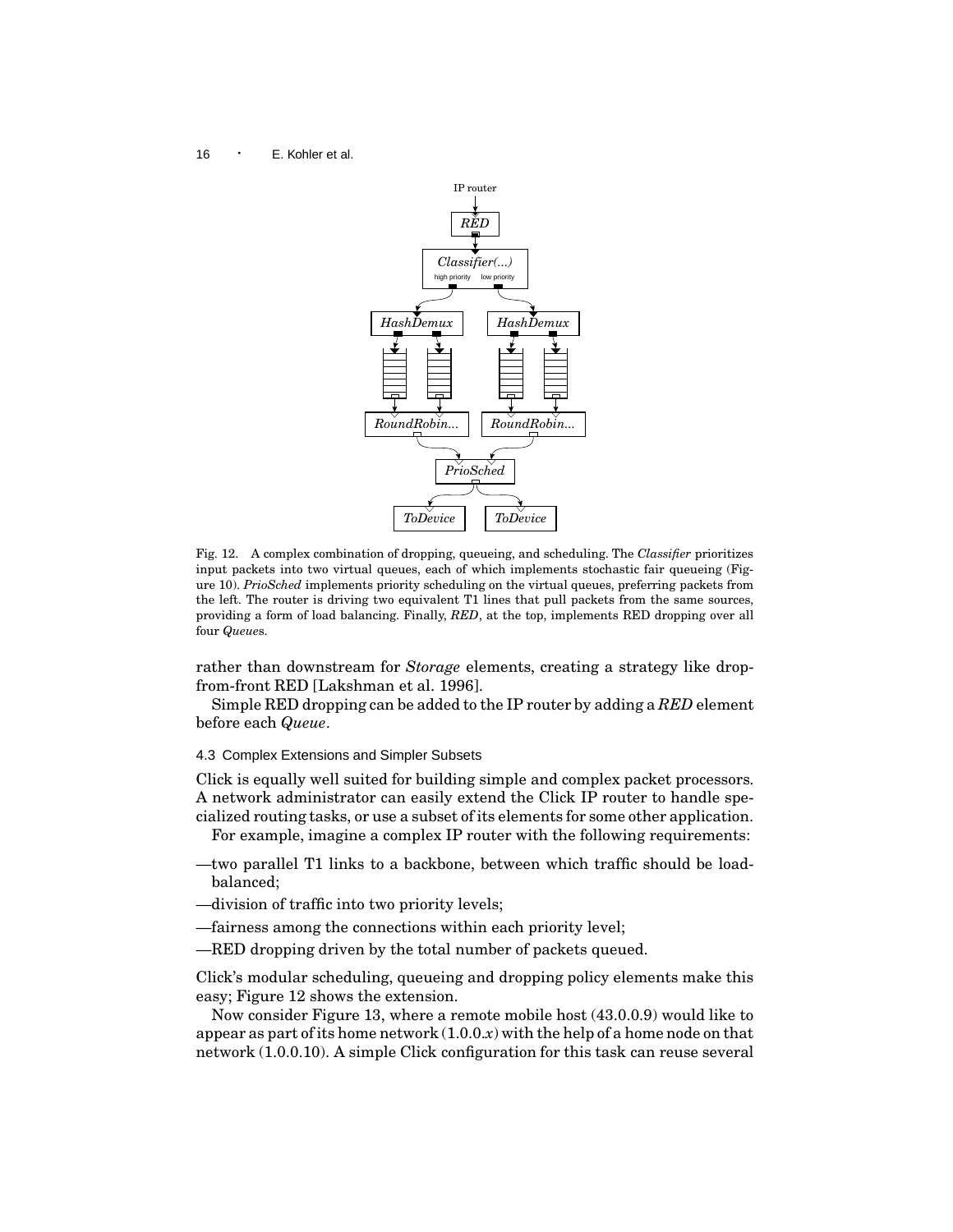Fig. 12. A complex combination of dropping, queueing, and scheduling. The *Classifier* prioritizes input packets into two virtual queues, each of which implements stochastic fair queueing (Figure 10). *PrioSched* implements priority scheduling on the virtual queues, preferring packets from the left. The router is driving two equivalent T1 lines that pull packets from the same sources, providing a form of load balancing. Finally, *RED*, at the top, implements RED dropping over all four *Queue*s.

rather than downstream for *Storage* elements, creating a strategy like drop-from-front RED [Lakshman et al. 1996].

Simple RED dropping can be added to the IP router by adding a *RED* element before each *Queue*.

### 4.3 Complex Extensions and Simpler Subsets

Click is equally well suited for building simple and complex packet processors. A network administrator can easily extend the Click IP router to handle specialized routing tasks, or use a subset of its elements for some other application.

For example, imagine a complex IP router with the following requirements:

—two parallel T1 links to a backbone, between which traffic should be load-balanced;

—division of traffic into two priority levels;

—fairness among the connections within each priority level;

—RED dropping driven by the total number of packets queued.

Click's modular scheduling, queueing and dropping policy elements make this easy; Figure 12 shows the extension.

Now consider Figure 13, where a remote mobile host (43.0.0.9) would like to appear as part of its home network (1.0.0.*x*) with the help of a home node on that network (1.0.0.10). A simple Click configuration for this task can reuse several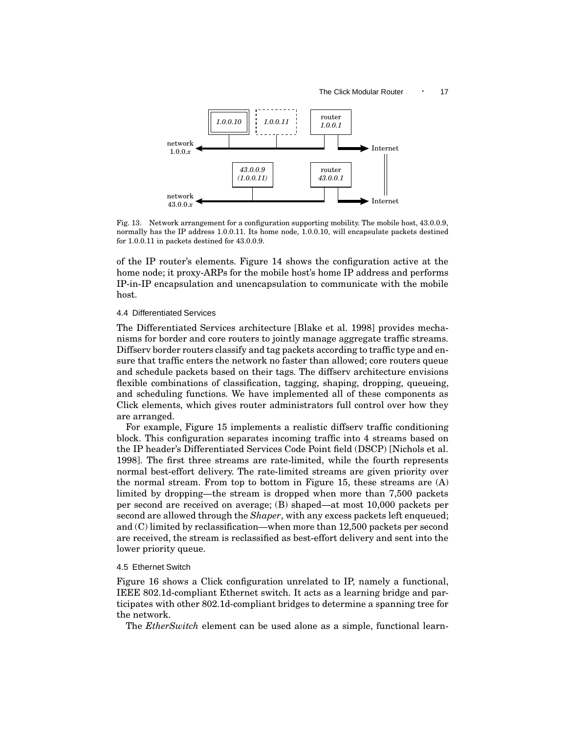Fig. 13. Network arrangement for a configuration supporting mobility. The mobile host, 43.0.0.9, normally has the IP address 1.0.0.11. Its home node, 1.0.0.10, will encapsulate packets destined for 1.0.0.11 in packets destined for 43.0.0.9.

of the IP router's elements. Figure 14 shows the configuration active at the home node; it proxy-ARPs for the mobile host's home IP address and performs IP-in-IP encapsulation and unencapsulation to communicate with the mobile host.

### 4.4 Differentiated Services

The Differentiated Services architecture [Blake et al. 1998] provides mechanisms for border and core routers to jointly manage aggregate traffic streams. Diffserv border routers classify and tag packets according to traffic type and ensure that traffic enters the network no faster than allowed; core routers queue and schedule packets based on their tags. The diffserv architecture envisions flexible combinations of classification, tagging, shaping, dropping, queueing, and scheduling functions. We have implemented all of these components as Click elements, which gives router administrators full control over how they are arranged.

For example, Figure 15 implements a realistic diffserv traffic conditioning block. This configuration separates incoming traffic into 4 streams based on the IP header's Differentiated Services Code Point field (DSCP) [Nichols et al. 1998]. The first three streams are rate-limited, while the fourth represents normal best-effort delivery. The rate-limited streams are given priority over the normal stream. From top to bottom in Figure 15, these streams are (A) limited by dropping—the stream is dropped when more than 7,500 packets per second are received on average; (B) shaped—at most 10,000 packets per second are allowed through the *Shaper*, with any excess packets left enqueued; and (C) limited by reclassification—when more than 12,500 packets per second are received, the stream is reclassified as best-effort delivery and sent into the lower priority queue.

### 4.5 Ethernet Switch

Figure 16 shows a Click configuration unrelated to IP, namely a functional, IEEE 802.1d-compliant Ethernet switch. It acts as a learning bridge and participates with other 802.1d-compliant bridges to determine a spanning tree for the network.

The *EtherSwitch* element can be used alone as a simple, functional learn-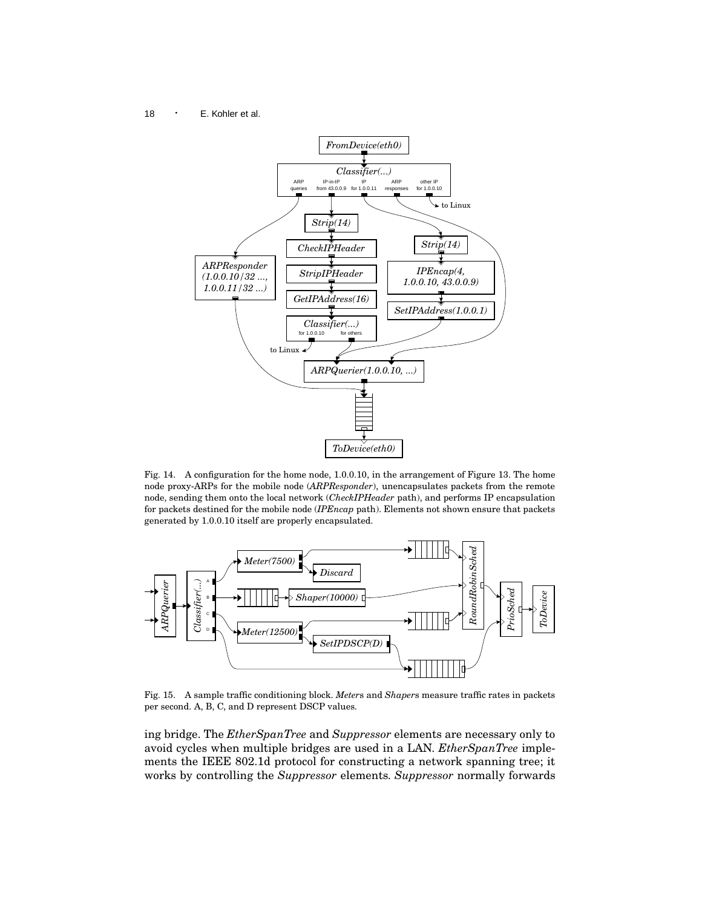Fig. 14. A configuration for the home node, 1.0.0.10, in the arrangement of Figure 13. The home node proxy-ARPs for the mobile node (*ARPResponder*), unencapsulates packets from the remote node, sending them onto the local network (*CheckIPHeader* path), and performs IP encapsulation for packets destined for the mobile node (*IPEncap* path). Elements not shown ensure that packets generated by 1.0.0.10 itself are properly encapsulated.

Fig. 15. A sample traffic conditioning block. *Meter*s and *Shaper*s measure traffic rates in packets per second. A, B, C, and D represent DSCP values.

ing bridge. The *EtherSpanTree* and *Suppressor* elements are necessary only to avoid cycles when multiple bridges are used in a LAN. *EtherSpanTree* implements the IEEE 802.1d protocol for constructing a network spanning tree; it works by controlling the *Suppressor* elements. *Suppressor* normally forwards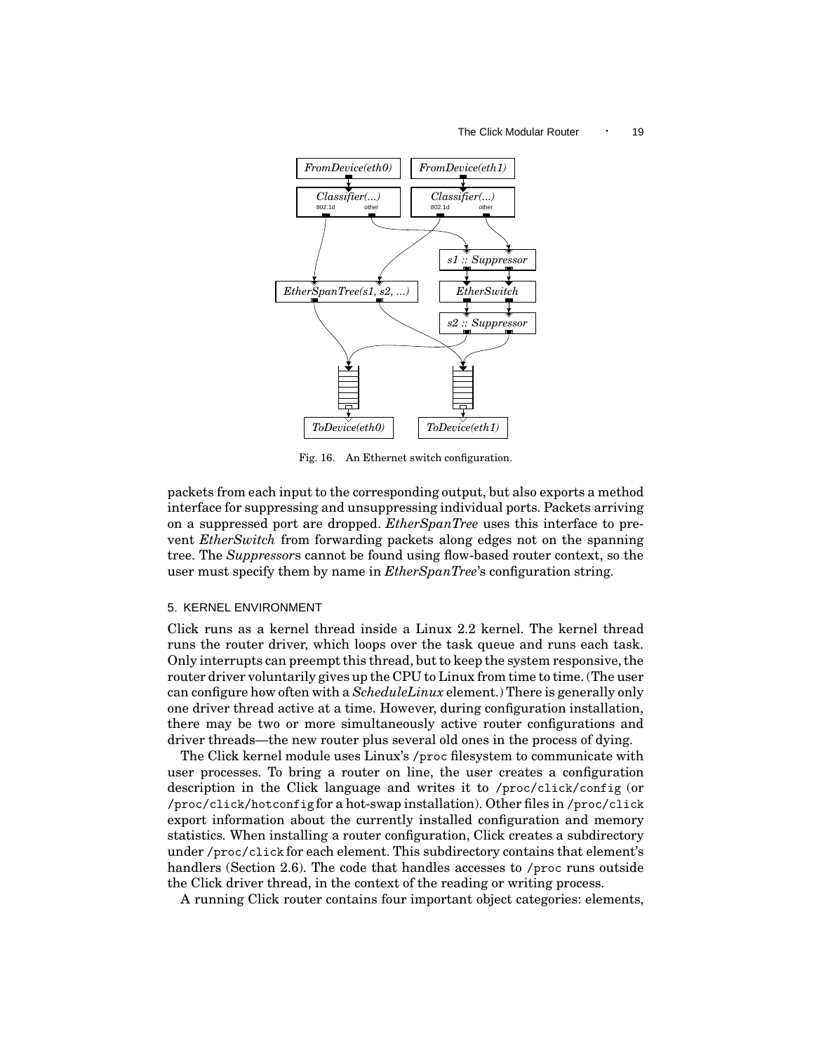FromDevice(eth0)

FromDevice(eth1)

Classifier(...)

802.1d

other

Classifier(...)

802.1d

other

s1 :: Suppressor

EtherSpanTree(s1, s2, ...)

EtherSwitch

s2 :: Suppressor

ToDevice(eth0)

ToDevice(eth1)

Fig. 16. An Ethernet switch configuration.

packets from each input to the corresponding output, but also exports a method interface for suppressing and unsuppressing individual ports. Packets arriving on a suppressed port are dropped. *EtherSpanTree* uses this interface to prevent *EtherSwitch* from forwarding packets along edges not on the spanning tree. The *Suppressor*s cannot be found using flow-based router context, so the user must specify them by name in *EtherSpanTree*'s configuration string.

## 5. KERNEL ENVIRONMENT

Click runs as a kernel thread inside a Linux 2.2 kernel. The kernel thread runs the router driver, which loops over the task queue and runs each task. Only interrupts can preempt this thread, but to keep the system responsive, the router driver voluntarily gives up the CPU to Linux from time to time. (The user can configure how often with a *ScheduleLinux* element.) There is generally only one driver thread active at a time. However, during configuration installation, there may be two or more simultaneously active router configurations and driver threads—the new router plus several old ones in the process of dying.

The Click kernel module uses Linux's `/proc` filesystem to communicate with user processes. To bring a router on line, the user creates a configuration description in the Click language and writes it to `/proc/click/config` (or `/proc/click/hotconfig` for a hot-swap installation). Other files in `/proc/click` export information about the currently installed configuration and memory statistics. When installing a router configuration, Click creates a subdirectory under `/proc/click` for each element. This subdirectory contains that element's handlers (Section 2.6). The code that handles accesses to `/proc` runs outside the Click driver thread, in the context of the reading or writing process.

A running Click router contains four important object categories: elements,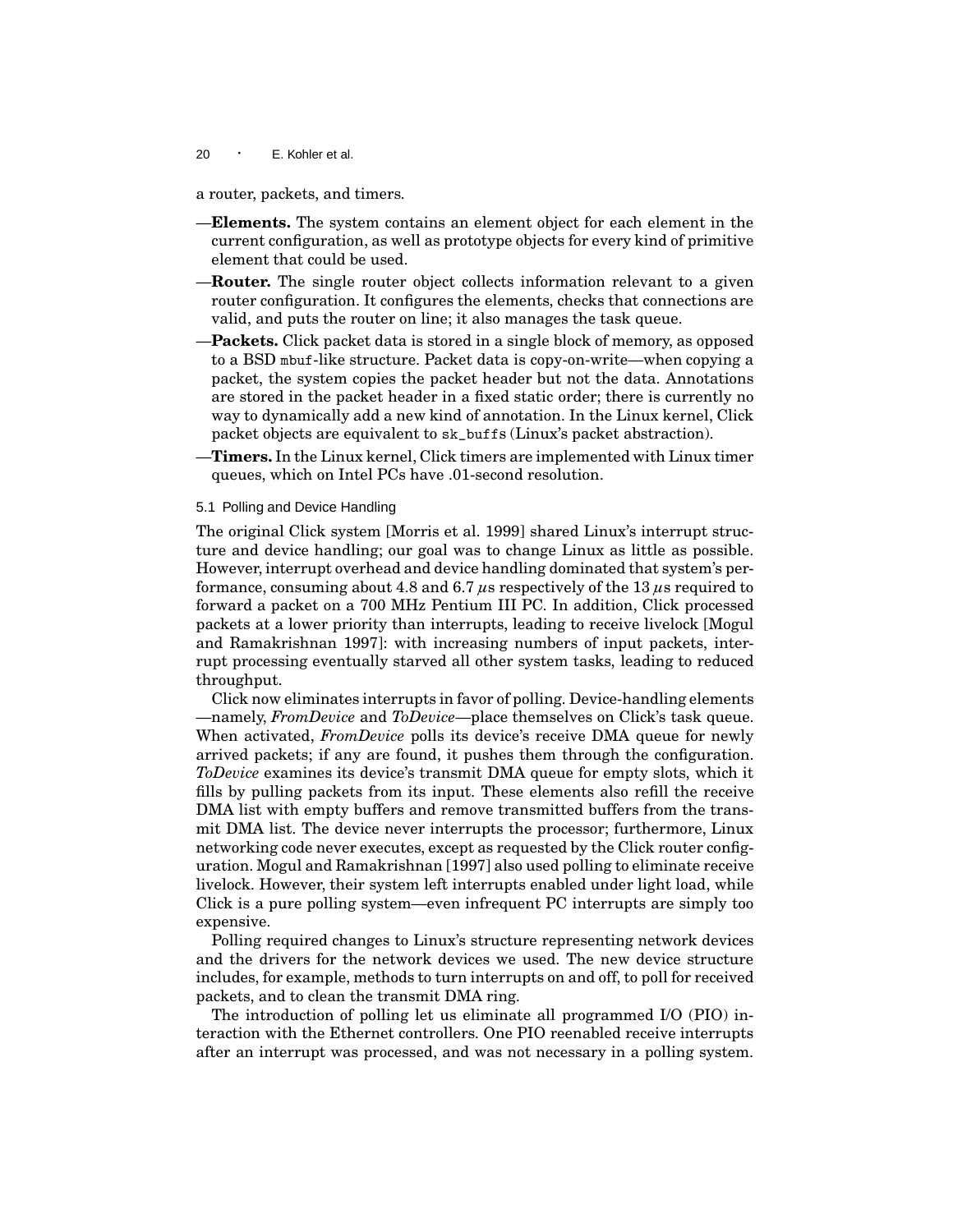a router, packets, and timers.

—**Elements.** The system contains an element object for each element in the current configuration, as well as prototype objects for every kind of primitive element that could be used.

—**Router.** The single router object collects information relevant to a given router configuration. It configures the elements, checks that connections are valid, and puts the router on line; it also manages the task queue.

—**Packets.** Click packet data is stored in a single block of memory, as opposed to a BSD `mbuf`-like structure. Packet data is copy-on-write—when copying a packet, the system copies the packet header but not the data. Annotations are stored in the packet header in a fixed static order; there is currently no way to dynamically add a new kind of annotation. In the Linux kernel, Click packet objects are equivalent to `sk_buffs` (Linux's packet abstraction).

—**Timers.** In the Linux kernel, Click timers are implemented with Linux timer queues, which on Intel PCs have .01-second resolution.

### 5.1 Polling and Device Handling

The original Click system [Morris et al. 1999] shared Linux's interrupt structure and device handling; our goal was to change Linux as little as possible. However, interrupt overhead and device handling dominated that system's performance, consuming about 4.8 and 6.7 $\mu$s respectively of the 13 $\mu$s required to forward a packet on a 700 MHz Pentium III PC. In addition, Click processed packets at a lower priority than interrupts, leading to receive livelock [Mogul and Ramakrishnan 1997]: with increasing numbers of input packets, interrupt processing eventually starved all other system tasks, leading to reduced throughput.

Click now eliminates interrupts in favor of polling. Device-handling elements—namely, *FromDevice* and *ToDevice*—place themselves on Click's task queue. When activated, *FromDevice* polls its device's receive DMA queue for newly arrived packets; if any are found, it pushes them through the configuration. *ToDevice* examines its device's transmit DMA queue for empty slots, which it fills by pulling packets from its input. These elements also refill the receive DMA list with empty buffers and remove transmitted buffers from the transmit DMA list. The device never interrupts the processor; furthermore, Linux networking code never executes, except as requested by the Click router configuration. Mogul and Ramakrishnan [1997] also used polling to eliminate receive livelock. However, their system left interrupts enabled under light load, while Click is a pure polling system—even infrequent PC interrupts are simply too expensive.

Polling required changes to Linux's structure representing network devices and the drivers for the network devices we used. The new device structure includes, for example, methods to turn interrupts on and off, to poll for received packets, and to clean the transmit DMA ring.

The introduction of polling let us eliminate all programmed I/O (PIO) interaction with the Ethernet controllers. One PIO reenabled receive interrupts after an interrupt was processed, and was not necessary in a polling system.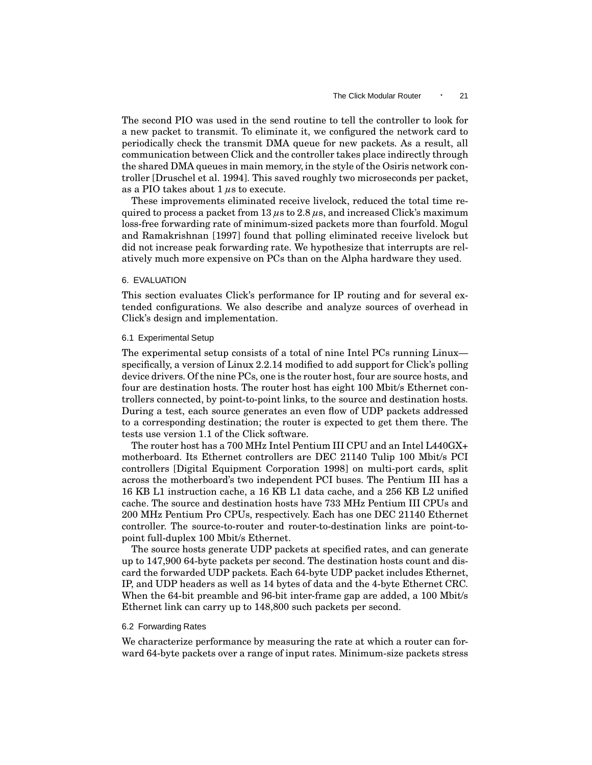The second PIO was used in the send routine to tell the controller to look for a new packet to transmit. To eliminate it, we configured the network card to periodically check the transmit DMA queue for new packets. As a result, all communication between Click and the controller takes place indirectly through the shared DMA queues in main memory, in the style of the Osiris network controller [Druschel et al. 1994]. This saved roughly two microseconds per packet, as a PIO takes about 1 $\mu$s to execute.

These improvements eliminated receive livelock, reduced the total time required to process a packet from 13 $\mu$s to 2.8 $\mu$s, and increased Click's maximum loss-free forwarding rate of minimum-sized packets more than fourfold. Mogul and Ramakrishnan [1997] found that polling eliminated receive livelock but did not increase peak forwarding rate. We hypothesize that interrupts are relatively much more expensive on PCs than on the Alpha hardware they used.

## 6. EVALUATION

This section evaluates Click's performance for IP routing and for several extended configurations. We also describe and analyze sources of overhead in Click's design and implementation.

### 6.1 Experimental Setup

The experimental setup consists of a total of nine Intel PCs running Linux—specifically, a version of Linux 2.2.14 modified to add support for Click's polling device drivers. Of the nine PCs, one is the router host, four are source hosts, and four are destination hosts. The router host has eight 100 Mbit/s Ethernet controllers connected, by point-to-point links, to the source and destination hosts. During a test, each source generates an even flow of UDP packets addressed to a corresponding destination; the router is expected to get them there. The tests use version 1.1 of the Click software.

The router host has a 700 MHz Intel Pentium III CPU and an Intel L440GX+ motherboard. Its Ethernet controllers are DEC 21140 Tulip 100 Mbit/s PCI controllers [Digital Equipment Corporation 1998] on multi-port cards, split across the motherboard's two independent PCI buses. The Pentium III has a 16 KB L1 instruction cache, a 16 KB L1 data cache, and a 256 KB L2 unified cache. The source and destination hosts have 733 MHz Pentium III CPUs and 200 MHz Pentium Pro CPUs, respectively. Each has one DEC 21140 Ethernet controller. The source-to-router and router-to-destination links are point-to-point full-duplex 100 Mbit/s Ethernet.

The source hosts generate UDP packets at specified rates, and can generate up to 147,900 64-byte packets per second. The destination hosts count and discard the forwarded UDP packets. Each 64-byte UDP packet includes Ethernet, IP, and UDP headers as well as 14 bytes of data and the 4-byte Ethernet CRC. When the 64-bit preamble and 96-bit inter-frame gap are added, a 100 Mbit/s Ethernet link can carry up to 148,800 such packets per second.

### 6.2 Forwarding Rates

We characterize performance by measuring the rate at which a router can forward 64-byte packets over a range of input rates. Minimum-size packets stress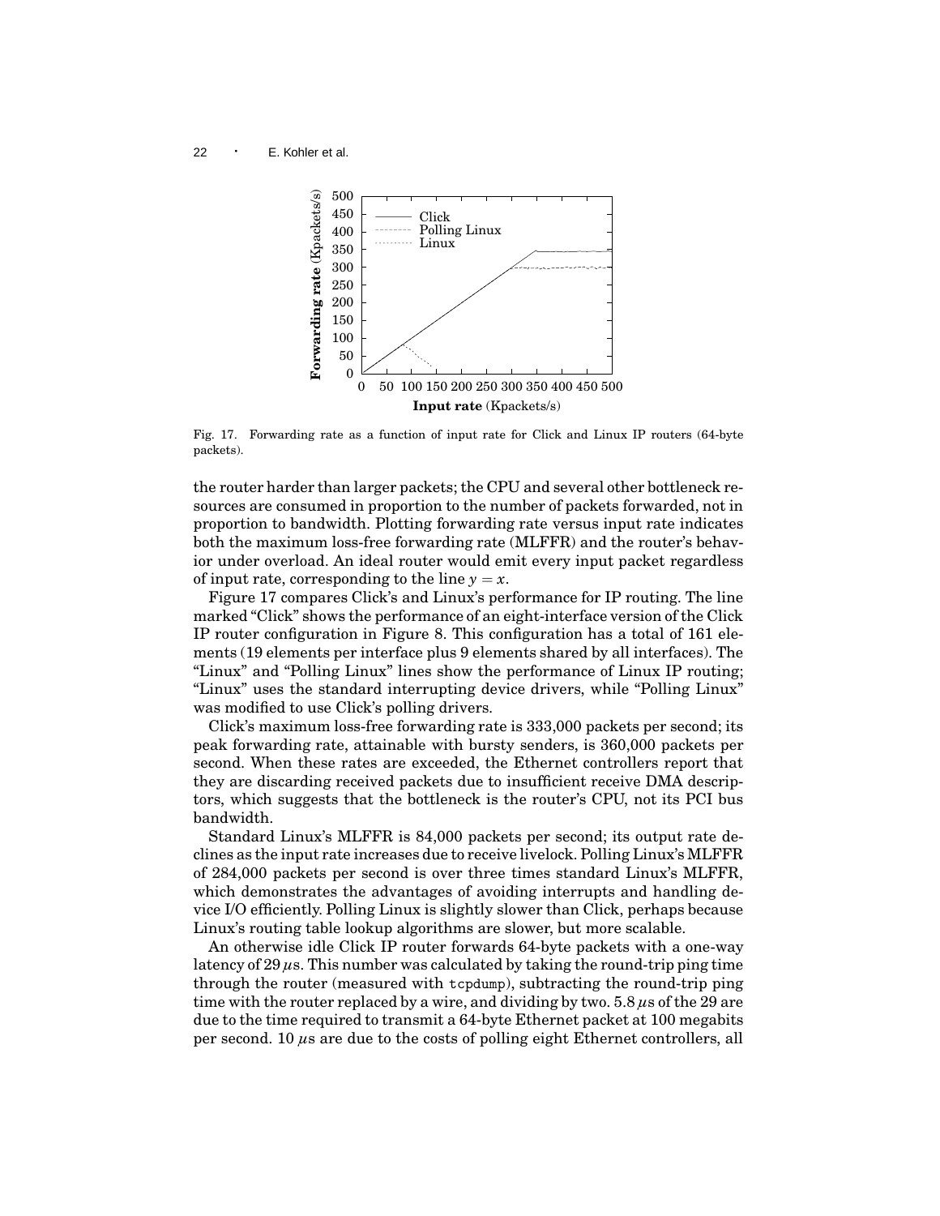Fig. 17. Forwarding rate as a function of input rate for Click and Linux IP routers (64-byte packets).

the router harder than larger packets; the CPU and several other bottleneck resources are consumed in proportion to the number of packets forwarded, not in proportion to bandwidth. Plotting forwarding rate versus input rate indicates both the maximum loss-free forwarding rate (MLFFR) and the router's behavior under overload. An ideal router would emit every input packet regardless of input rate, corresponding to the line $y = x$.

Figure 17 compares Click's and Linux's performance for IP routing. The line marked "Click" shows the performance of an eight-interface version of the Click IP router configuration in Figure 8. This configuration has a total of 161 elements (19 elements per interface plus 9 elements shared by all interfaces). The "Linux" and "Polling Linux" lines show the performance of Linux IP routing; "Linux" uses the standard interrupting device drivers, while "Polling Linux" was modified to use Click's polling drivers.

Click's maximum loss-free forwarding rate is 333,000 packets per second; its peak forwarding rate, attainable with bursty senders, is 360,000 packets per second. When these rates are exceeded, the Ethernet controllers report that they are discarding received packets due to insufficient receive DMA descriptors, which suggests that the bottleneck is the router's CPU, not its PCI bus bandwidth.

Standard Linux's MLFFR is 84,000 packets per second; its output rate declines as the input rate increases due to receive livelock. Polling Linux's MLFFR of 284,000 packets per second is over three times standard Linux's MLFFR, which demonstrates the advantages of avoiding interrupts and handling device I/O efficiently. Polling Linux is slightly slower than Click, perhaps because Linux's routing table lookup algorithms are slower, but more scalable.

An otherwise idle Click IP router forwards 64-byte packets with a one-way latency of 29 $\mu$s. This number was calculated by taking the round-trip ping time through the router (measured with `tcpdump`), subtracting the round-trip ping time with the router replaced by a wire, and dividing by two. 5.8 $\mu$s of the 29 are due to the time required to transmit a 64-byte Ethernet packet at 100 megabits per second. 10 $\mu$s are due to the costs of polling eight Ethernet controllers, all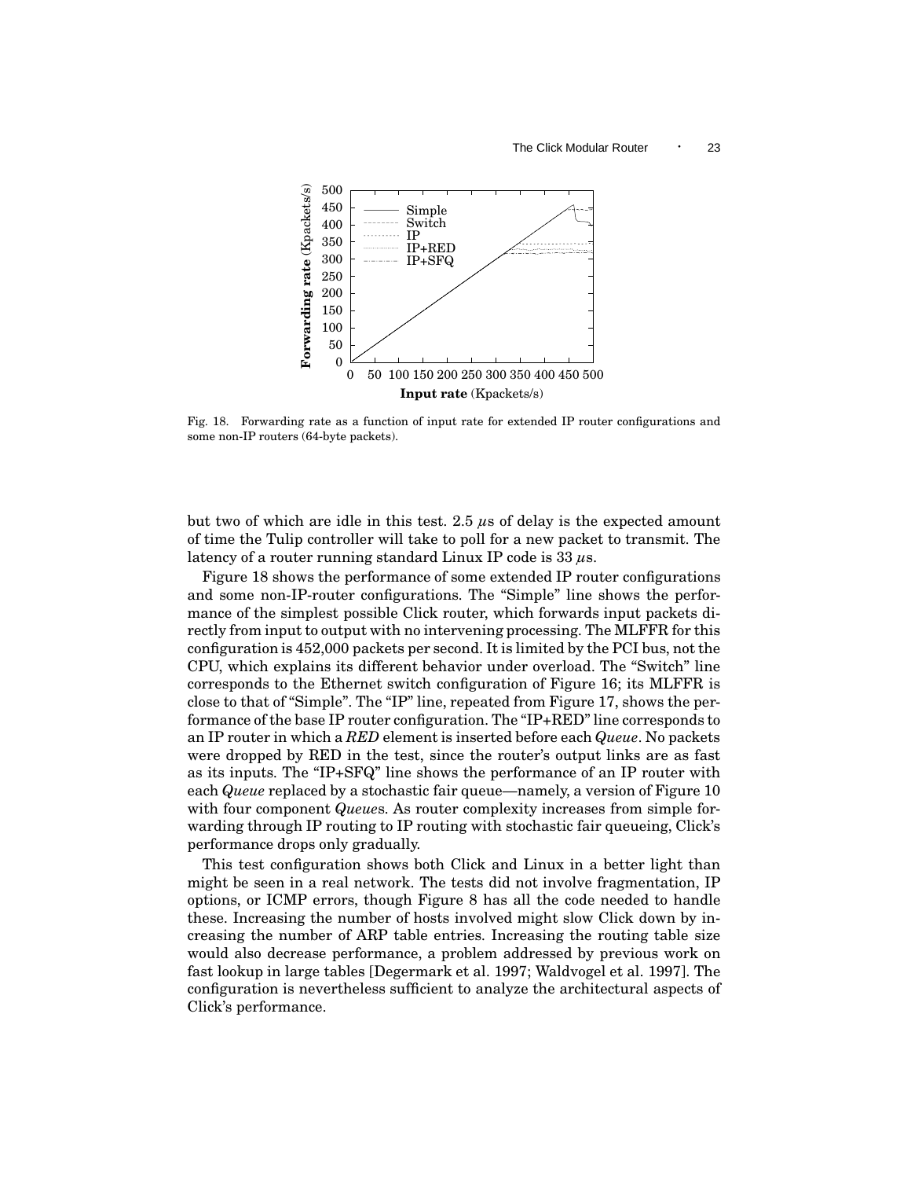Fig. 18. Forwarding rate as a function of input rate for extended IP router configurations and some non-IP routers (64-byte packets).

but two of which are idle in this test. 2.5 $\mu$s of delay is the expected amount of time the Tulip controller will take to poll for a new packet to transmit. The latency of a router running standard Linux IP code is 33 $\mu$s.

Figure 18 shows the performance of some extended IP router configurations and some non-IP-router configurations. The "Simple" line shows the performance of the simplest possible Click router, which forwards input packets directly from input to output with no intervening processing. The MLFFR for this configuration is 452,000 packets per second. It is limited by the PCI bus, not the CPU, which explains its different behavior under overload. The "Switch" line corresponds to the Ethernet switch configuration of Figure 16; its MLFFR is close to that of "Simple". The "IP" line, repeated from Figure 17, shows the performance of the base IP router configuration. The "IP+RED" line corresponds to an IP router in which a *RED* element is inserted before each *Queue*. No packets were dropped by RED in the test, since the router's output links are as fast as its inputs. The "IP+SFQ" line shows the performance of an IP router with each *Queue* replaced by a stochastic fair queue—namely, a version of Figure 10 with four component *Queue*s. As router complexity increases from simple forwarding through IP routing to IP routing with stochastic fair queueing, Click's performance drops only gradually.

This test configuration shows both Click and Linux in a better light than might be seen in a real network. The tests did not involve fragmentation, IP options, or ICMP errors, though Figure 8 has all the code needed to handle these. Increasing the number of hosts involved might slow Click down by increasing the number of ARP table entries. Increasing the routing table size would also decrease performance, a problem addressed by previous work on fast lookup in large tables [Degermark et al. 1997; Waldvogel et al. 1997]. The configuration is nevertheless sufficient to analyze the architectural aspects of Click's performance.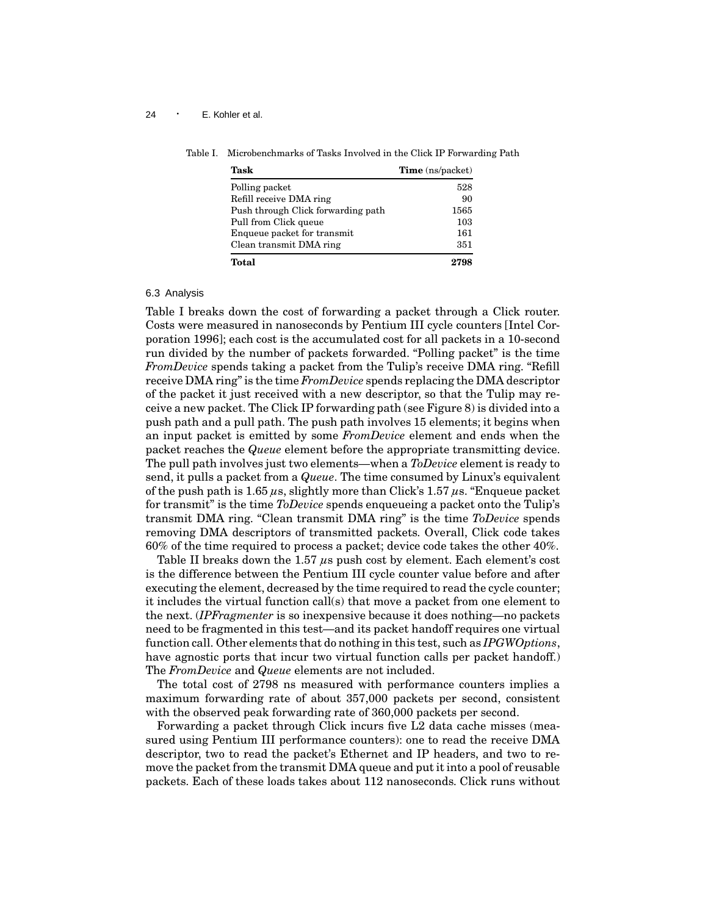Table I. Microbenchmarks of Tasks Involved in the Click IP Forwarding Path

| **Task** | **Time** (ns/packet) |
|---|---|
| Polling packet | 528 |
| Refill receive DMA ring | 90 |
| Push through Click forwarding path | 1565 |
| Pull from Click queue | 103 |
| Enqueue packet for transmit | 161 |
| Clean transmit DMA ring | 351 |
| **Total** | **2798** |

### 6.3 Analysis

Table I breaks down the cost of forwarding a packet through a Click router. Costs were measured in nanoseconds by Pentium III cycle counters [Intel Corporation 1996]; each cost is the accumulated cost for all packets in a 10-second run divided by the number of packets forwarded. "Polling packet" is the time *FromDevice* spends taking a packet from the Tulip's receive DMA ring. "Refill receive DMA ring" is the time *FromDevice* spends replacing the DMA descriptor of the packet it just received with a new descriptor, so that the Tulip may receive a new packet. The Click IP forwarding path (see Figure 8) is divided into a push path and a pull path. The push path involves 15 elements; it begins when an input packet is emitted by some *FromDevice* element and ends when the packet reaches the *Queue* element before the appropriate transmitting device. The pull path involves just two elements—when a *ToDevice* element is ready to send, it pulls a packet from a *Queue*. The time consumed by Linux's equivalent of the push path is 1.65 $\mu$s, slightly more than Click's 1.57 $\mu$s. "Enqueue packet for transmit" is the time *ToDevice* spends enqueueing a packet onto the Tulip's transmit DMA ring. "Clean transmit DMA ring" is the time *ToDevice* spends removing DMA descriptors of transmitted packets. Overall, Click code takes 60% of the time required to process a packet; device code takes the other 40%.

Table II breaks down the 1.57 $\mu$s push cost by element. Each element's cost is the difference between the Pentium III cycle counter value before and after executing the element, decreased by the time required to read the cycle counter; it includes the virtual function call(s) that move a packet from one element to the next. (*IPFragmenter* is so inexpensive because it does nothing—no packets need to be fragmented in this test—and its packet handoff requires one virtual function call. Other elements that do nothing in this test, such as *IPGWOptions*, have agnostic ports that incur two virtual function calls per packet handoff.) The *FromDevice* and *Queue* elements are not included.

The total cost of 2798 ns measured with performance counters implies a maximum forwarding rate of about 357,000 packets per second, consistent with the observed peak forwarding rate of 360,000 packets per second.

Forwarding a packet through Click incurs five L2 data cache misses (measured using Pentium III performance counters): one to read the receive DMA descriptor, two to read the packet's Ethernet and IP headers, and two to remove the packet from the transmit DMA queue and put it into a pool of reusable packets. Each of these loads takes about 112 nanoseconds. Click runs without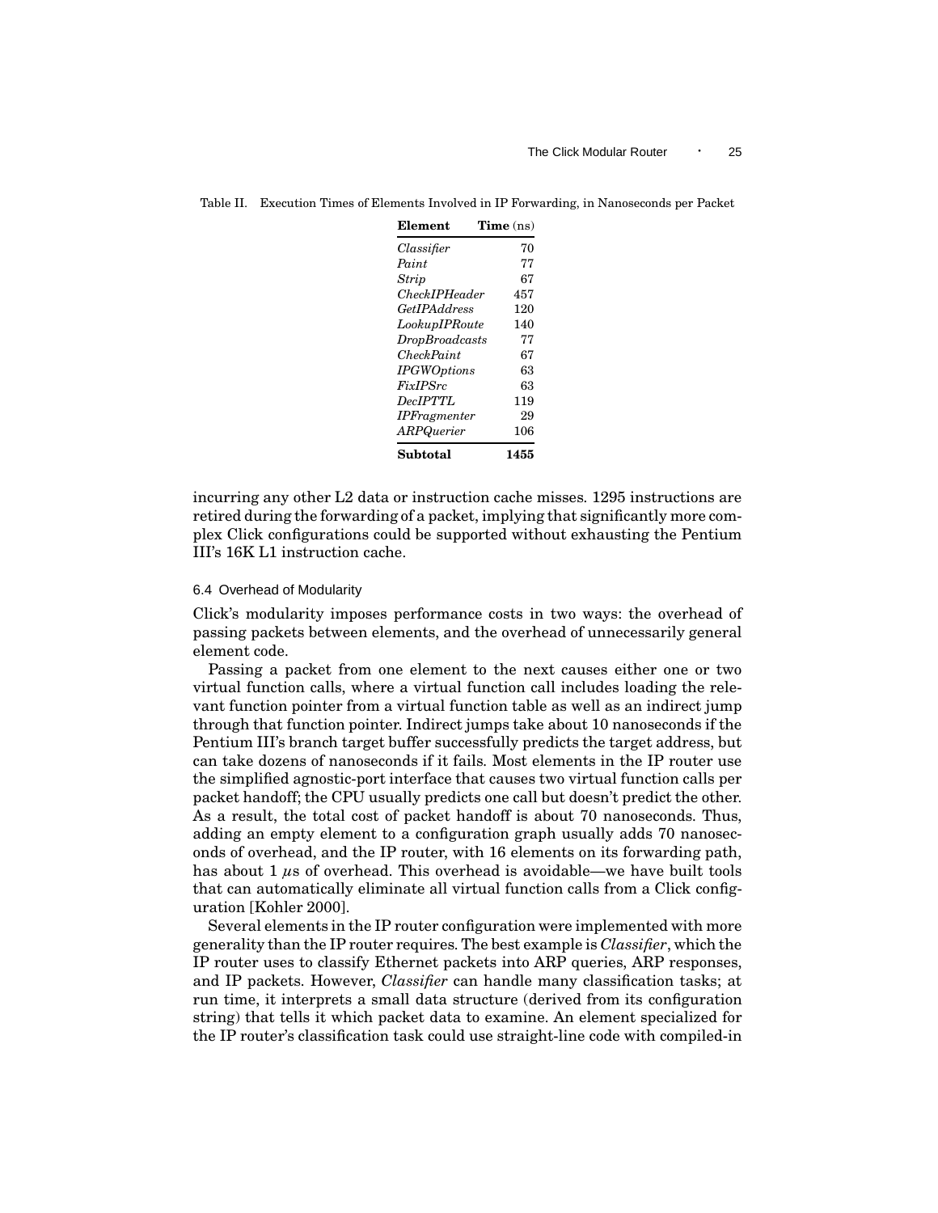Table II. Execution Times of Elements Involved in IP Forwarding, in Nanoseconds per Packet

| **Element** | **Time** (ns) |
|---|---|
| *Classifier* | 70 |
| *Paint* | 77 |
| *Strip* | 67 |
| *CheckIPHeader* | 457 |
| *GetIPAddress* | 120 |
| *LookupIPRoute* | 140 |
| *DropBroadcasts* | 77 |
| *CheckPaint* | 67 |
| *IPGWOptions* | 63 |
| *FixIPSrc* | 63 |
| *DecIPTTL* | 119 |
| *IPFragmenter* | 29 |
| *ARPQuerier* | 106 |
| **Subtotal** | **1455** |

incurring any other L2 data or instruction cache misses. 1295 instructions are retired during the forwarding of a packet, implying that significantly more complex Click configurations could be supported without exhausting the Pentium III's 16K L1 instruction cache.

### 6.4 Overhead of Modularity

Click's modularity imposes performance costs in two ways: the overhead of passing packets between elements, and the overhead of unnecessarily general element code.

Passing a packet from one element to the next causes either one or two virtual function calls, where a virtual function call includes loading the relevant function pointer from a virtual function table as well as an indirect jump through that function pointer. Indirect jumps take about 10 nanoseconds if the Pentium III's branch target buffer successfully predicts the target address, but can take dozens of nanoseconds if it fails. Most elements in the IP router use the simplified agnostic-port interface that causes two virtual function calls per packet handoff; the CPU usually predicts one call but doesn't predict the other. As a result, the total cost of packet handoff is about 70 nanoseconds. Thus, adding an empty element to a configuration graph usually adds 70 nanoseconds of overhead, and the IP router, with 16 elements on its forwarding path, has about 1 $\mu$s of overhead. This overhead is avoidable—we have built tools that can automatically eliminate all virtual function calls from a Click configuration [Kohler 2000].

Several elements in the IP router configuration were implemented with more generality than the IP router requires. The best example is *Classifier*, which the IP router uses to classify Ethernet packets into ARP queries, ARP responses, and IP packets. However, *Classifier* can handle many classification tasks; at run time, it interprets a small data structure (derived from its configuration string) that tells it which packet data to examine. An element specialized for the IP router's classification task could use straight-line code with compiled-in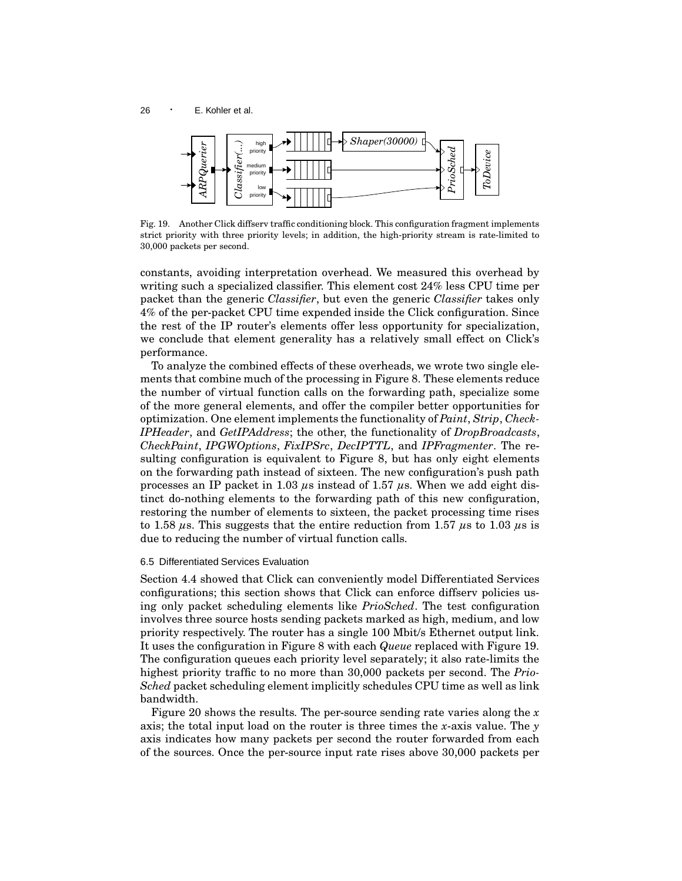Fig. 19. Another Click diffserv traffic conditioning block. This configuration fragment implements strict priority with three priority levels; in addition, the high-priority stream is rate-limited to 30,000 packets per second.

constants, avoiding interpretation overhead. We measured this overhead by writing such a specialized classifier. This element cost 24% less CPU time per packet than the generic *Classifier*, but even the generic *Classifier* takes only 4% of the per-packet CPU time expended inside the Click configuration. Since the rest of the IP router's elements offer less opportunity for specialization, we conclude that element generality has a relatively small effect on Click's performance.

To analyze the combined effects of these overheads, we wrote two single elements that combine much of the processing in Figure 8. These elements reduce the number of virtual function calls on the forwarding path, specialize some of the more general elements, and offer the compiler better opportunities for optimization. One element implements the functionality of *Paint*, *Strip*, *CheckIPHeader*, and *GetIPAddress*; the other, the functionality of *DropBroadcasts*, *CheckPaint*, *IPGWOptions*, *FixIPSrc*, *DecIPTTL*, and *IPFragmenter*. The resulting configuration is equivalent to Figure 8, but has only eight elements on the forwarding path instead of sixteen. The new configuration's push path processes an IP packet in 1.03 $\mu$s instead of 1.57 $\mu$s. When we add eight distinct do-nothing elements to the forwarding path of this new configuration, restoring the number of elements to sixteen, the packet processing time rises to 1.58 $\mu$s. This suggests that the entire reduction from 1.57 $\mu$s to 1.03 $\mu$s is due to reducing the number of virtual function calls.

### 6.5 Differentiated Services Evaluation

Section 4.4 showed that Click can conveniently model Differentiated Services configurations; this section shows that Click can enforce diffserv policies using only packet scheduling elements like *PrioSched*. The test configuration involves three source hosts sending packets marked as high, medium, and low priority respectively. The router has a single 100 Mbit/s Ethernet output link. It uses the configuration in Figure 8 with each *Queue* replaced with Figure 19. The configuration queues each priority level separately; it also rate-limits the highest priority traffic to no more than 30,000 packets per second. The *PrioSched* packet scheduling element implicitly schedules CPU time as well as link bandwidth.

Figure 20 shows the results. The per-source sending rate varies along the $x$ axis; the total input load on the router is three times the $x$-axis value. The $y$ axis indicates how many packets per second the router forwarded from each of the sources. Once the per-source input rate rises above 30,000 packets per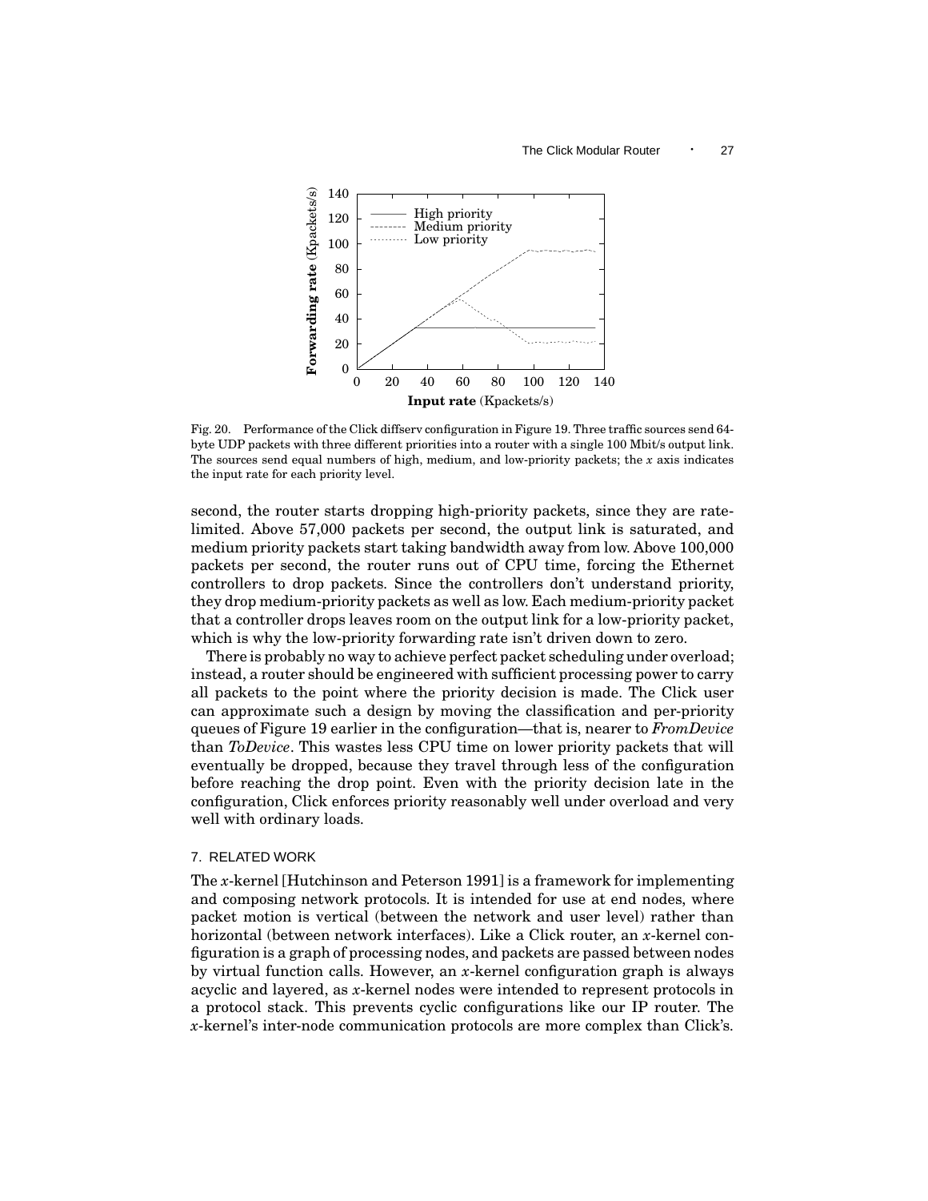140
120
100
80
60
40
20
0
0 20 40 60 80 100 120 140

**Forwarding rate** (Kpackets/s)

**Input rate** (Kpackets/s)

High priority
Medium priority
Low priority

Fig. 20. Performance of the Click diffserv configuration in Figure 19. Three traffic sources send 64-byte UDP packets with three different priorities into a router with a single 100 Mbit/s output link. The sources send equal numbers of high, medium, and low-priority packets; the $x$ axis indicates the input rate for each priority level.

second, the router starts dropping high-priority packets, since they are rate-limited. Above 57,000 packets per second, the output link is saturated, and medium priority packets start taking bandwidth away from low. Above 100,000 packets per second, the router runs out of CPU time, forcing the Ethernet controllers to drop packets. Since the controllers don't understand priority, they drop medium-priority packets as well as low. Each medium-priority packet that a controller drops leaves room on the output link for a low-priority packet, which is why the low-priority forwarding rate isn't driven down to zero.

There is probably no way to achieve perfect packet scheduling under overload; instead, a router should be engineered with sufficient processing power to carry all packets to the point where the priority decision is made. The Click user can approximate such a design by moving the classification and per-priority queues of Figure 19 earlier in the configuration—that is, nearer to *FromDevice* than *ToDevice*. This wastes less CPU time on lower priority packets that will eventually be dropped, because they travel through less of the configuration before reaching the drop point. Even with the priority decision late in the configuration, Click enforces priority reasonably well under overload and very well with ordinary loads.

## 7. RELATED WORK

The $x$-kernel [Hutchinson and Peterson 1991] is a framework for implementing and composing network protocols. It is intended for use at end nodes, where packet motion is vertical (between the network and user level) rather than horizontal (between network interfaces). Like a Click router, an $x$-kernel configuration is a graph of processing nodes, and packets are passed between nodes by virtual function calls. However, an $x$-kernel configuration graph is always acyclic and layered, as $x$-kernel nodes were intended to represent protocols in a protocol stack. This prevents cyclic configurations like our IP router. The $x$-kernel's inter-node communication protocols are more complex than Click's.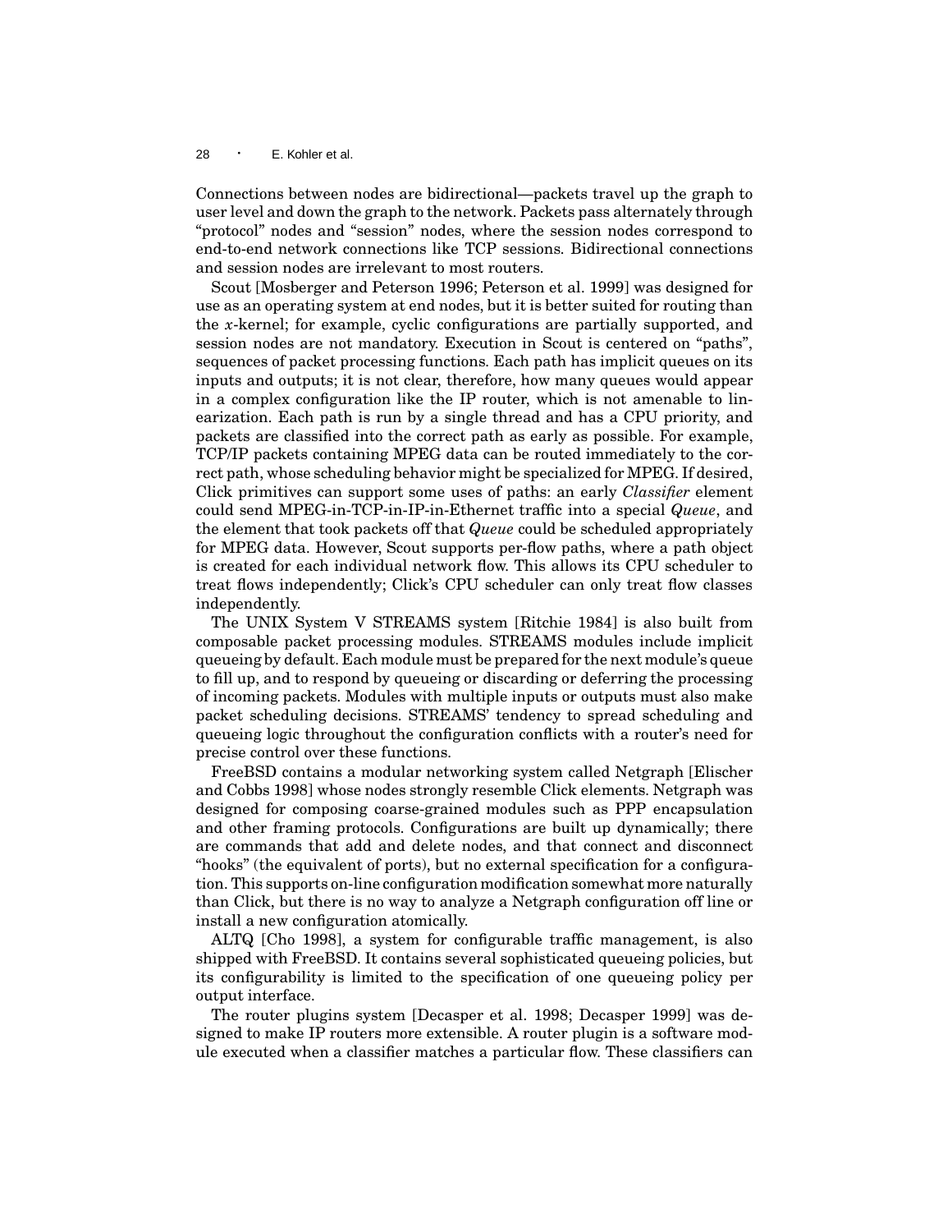Connections between nodes are bidirectional—packets travel up the graph to user level and down the graph to the network. Packets pass alternately through "protocol" nodes and "session" nodes, where the session nodes correspond to end-to-end network connections like TCP sessions. Bidirectional connections and session nodes are irrelevant to most routers.

Scout [Mosberger and Peterson 1996; Peterson et al. 1999] was designed for use as an operating system at end nodes, but it is better suited for routing than the *x*-kernel; for example, cyclic configurations are partially supported, and session nodes are not mandatory. Execution in Scout is centered on "paths", sequences of packet processing functions. Each path has implicit queues on its inputs and outputs; it is not clear, therefore, how many queues would appear in a complex configuration like the IP router, which is not amenable to linearization. Each path is run by a single thread and has a CPU priority, and packets are classified into the correct path as early as possible. For example, TCP/IP packets containing MPEG data can be routed immediately to the correct path, whose scheduling behavior might be specialized for MPEG. If desired, Click primitives can support some uses of paths: an early *Classifier* element could send MPEG-in-TCP-in-IP-in-Ethernet traffic into a special *Queue*, and the element that took packets off that *Queue* could be scheduled appropriately for MPEG data. However, Scout supports per-flow paths, where a path object is created for each individual network flow. This allows its CPU scheduler to treat flows independently; Click's CPU scheduler can only treat flow classes independently.

The UNIX System V STREAMS system [Ritchie 1984] is also built from composable packet processing modules. STREAMS modules include implicit queueing by default. Each module must be prepared for the next module's queue to fill up, and to respond by queueing or discarding or deferring the processing of incoming packets. Modules with multiple inputs or outputs must also make packet scheduling decisions. STREAMS' tendency to spread scheduling and queueing logic throughout the configuration conflicts with a router's need for precise control over these functions.

FreeBSD contains a modular networking system called Netgraph [Elischer and Cobbs 1998] whose nodes strongly resemble Click elements. Netgraph was designed for composing coarse-grained modules such as PPP encapsulation and other framing protocols. Configurations are built up dynamically; there are commands that add and delete nodes, and that connect and disconnect "hooks" (the equivalent of ports), but no external specification for a configuration. This supports on-line configuration modification somewhat more naturally than Click, but there is no way to analyze a Netgraph configuration off line or install a new configuration atomically.

ALTQ [Cho 1998], a system for configurable traffic management, is also shipped with FreeBSD. It contains several sophisticated queueing policies, but its configurability is limited to the specification of one queueing policy per output interface.

The router plugins system [Decasper et al. 1998; Decasper 1999] was designed to make IP routers more extensible. A router plugin is a software module executed when a classifier matches a particular flow. These classifiers can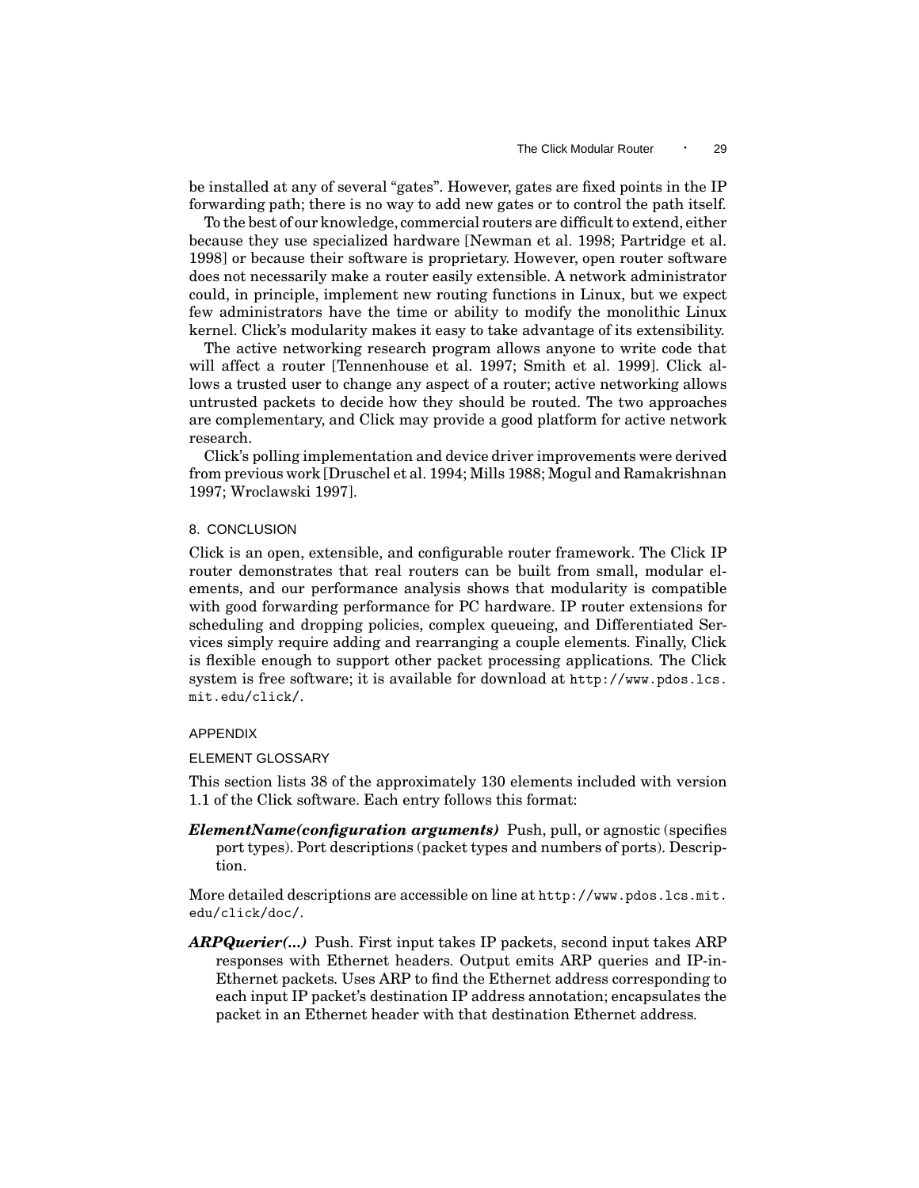be installed at any of several "gates". However, gates are fixed points in the IP forwarding path; there is no way to add new gates or to control the path itself.

To the best of our knowledge, commercial routers are difficult to extend, either because they use specialized hardware [Newman et al. 1998; Partridge et al. 1998] or because their software is proprietary. However, open router software does not necessarily make a router easily extensible. A network administrator could, in principle, implement new routing functions in Linux, but we expect few administrators have the time or ability to modify the monolithic Linux kernel. Click's modularity makes it easy to take advantage of its extensibility.

The active networking research program allows anyone to write code that will affect a router [Tennenhouse et al. 1997; Smith et al. 1999]. Click allows a trusted user to change any aspect of a router; active networking allows untrusted packets to decide how they should be routed. The two approaches are complementary, and Click may provide a good platform for active network research.

Click's polling implementation and device driver improvements were derived from previous work [Druschel et al. 1994; Mills 1988; Mogul and Ramakrishnan 1997; Wroclawski 1997].

## 8. CONCLUSION

Click is an open, extensible, and configurable router framework. The Click IP router demonstrates that real routers can be built from small, modular elements, and our performance analysis shows that modularity is compatible with good forwarding performance for PC hardware. IP router extensions for scheduling and dropping policies, complex queueing, and Differentiated Services simply require adding and rearranging a couple elements. Finally, Click is flexible enough to support other packet processing applications. The Click system is free software; it is available for download at `http://www.pdos.lcs.mit.edu/click/`.

## APPENDIX

### ELEMENT GLOSSARY

This section lists 38 of the approximately 130 elements included with version 1.1 of the Click software. Each entry follows this format:

***ElementName(configuration arguments)*** Push, pull, or agnostic (specifies port types). Port descriptions (packet types and numbers of ports). Description.

More detailed descriptions are accessible on line at `http://www.pdos.lcs.mit.edu/click/doc/`.

***ARPQuerier(...)*** Push. First input takes IP packets, second input takes ARP responses with Ethernet headers. Output emits ARP queries and IP-in-Ethernet packets. Uses ARP to find the Ethernet address corresponding to each input IP packet's destination IP address annotation; encapsulates the packet in an Ethernet header with that destination Ethernet address.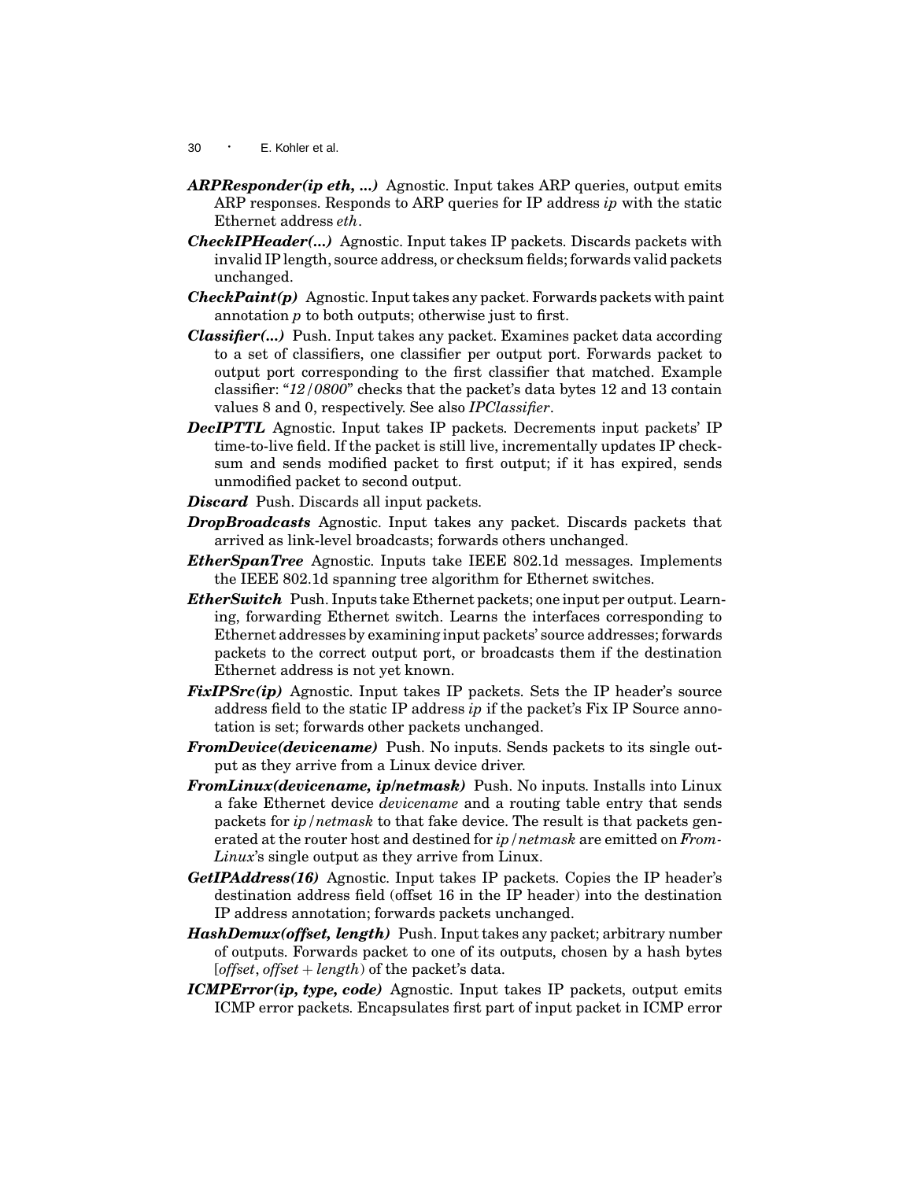***ARPResponder(ip eth, ...)*** Agnostic. Input takes ARP queries, output emits ARP responses. Responds to ARP queries for IP address *ip* with the static Ethernet address *eth*.

***CheckIPHeader(...)*** Agnostic. Input takes IP packets. Discards packets with invalid IP length, source address, or checksum fields; forwards valid packets unchanged.

***CheckPaint(p)*** Agnostic. Input takes any packet. Forwards packets with paint annotation $p$ to both outputs; otherwise just to first.

***Classifier(...)*** Push. Input takes any packet. Examines packet data according to a set of classifiers, one classifier per output port. Forwards packet to output port corresponding to the first classifier that matched. Example classifier: "*12/0800*" checks that the packet's data bytes 12 and 13 contain values 8 and 0, respectively. See also *IPClassifier*.

***DecIPTTL*** Agnostic. Input takes IP packets. Decrements input packets' IP time-to-live field. If the packet is still live, incrementally updates IP checksum and sends modified packet to first output; if it has expired, sends unmodified packet to second output.

***Discard*** Push. Discards all input packets.

***DropBroadcasts*** Agnostic. Input takes any packet. Discards packets that arrived as link-level broadcasts; forwards others unchanged.

***EtherSpanTree*** Agnostic. Inputs take IEEE 802.1d messages. Implements the IEEE 802.1d spanning tree algorithm for Ethernet switches.

***EtherSwitch*** Push. Inputs take Ethernet packets; one input per output. Learning, forwarding Ethernet switch. Learns the interfaces corresponding to Ethernet addresses by examining input packets' source addresses; forwards packets to the correct output port, or broadcasts them if the destination Ethernet address is not yet known.

***FixIPSrc(ip)*** Agnostic. Input takes IP packets. Sets the IP header's source address field to the static IP address *ip* if the packet's Fix IP Source annotation is set; forwards other packets unchanged.

***FromDevice(devicename)*** Push. No inputs. Sends packets to its single output as they arrive from a Linux device driver.

***FromLinux(devicename, ip/netmask)*** Push. No inputs. Installs into Linux a fake Ethernet device *devicename* and a routing table entry that sends packets for *ip/netmask* to that fake device. The result is that packets generated at the router host and destined for *ip/netmask* are emitted on *FromLinux*'s single output as they arrive from Linux.

***GetIPAddress(16)*** Agnostic. Input takes IP packets. Copies the IP header's destination address field (offset 16 in the IP header) into the destination IP address annotation; forwards packets unchanged.

***HashDemux(offset, length)*** Push. Input takes any packet; arbitrary number of outputs. Forwards packet to one of its outputs, chosen by a hash bytes $[offset, offset + length)$ of the packet's data.

***ICMPError(ip, type, code)*** Agnostic. Input takes IP packets, output emits ICMP error packets. Encapsulates first part of input packet in ICMP error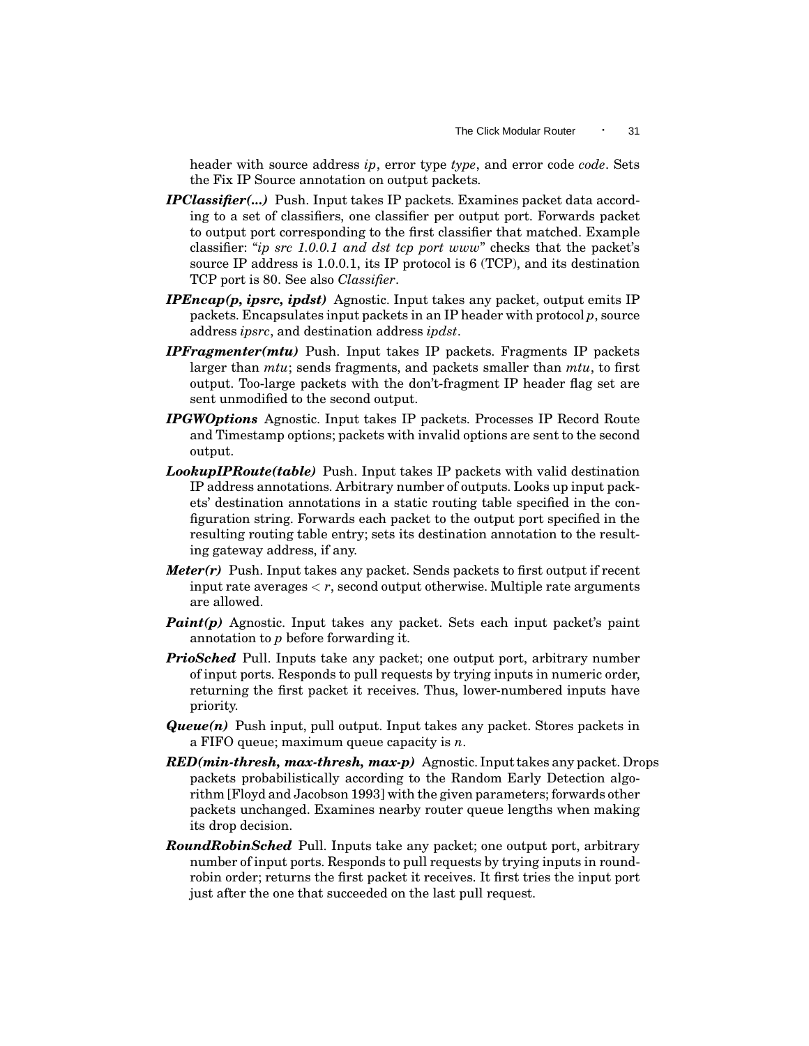header with source address *ip*, error type *type*, and error code *code*. Sets the Fix IP Source annotation on output packets.

***IPClassifier(...)*** Push. Input takes IP packets. Examines packet data according to a set of classifiers, one classifier per output port. Forwards packet to output port corresponding to the first classifier that matched. Example classifier: "*ip src 1.0.0.1 and dst tcp port www*" checks that the packet's source IP address is 1.0.0.1, its IP protocol is 6 (TCP), and its destination TCP port is 80. See also *Classifier*.

***IPEncap(p, ipsrc, ipdst)*** Agnostic. Input takes any packet, output emits IP packets. Encapsulates input packets in an IP header with protocol $p$, source address *ipsrc*, and destination address *ipdst*.

***IPFragmenter(mtu)*** Push. Input takes IP packets. Fragments IP packets larger than *mtu*; sends fragments, and packets smaller than *mtu*, to first output. Too-large packets with the don't-fragment IP header flag set are sent unmodified to the second output.

***IPGWOptions*** Agnostic. Input takes IP packets. Processes IP Record Route and Timestamp options; packets with invalid options are sent to the second output.

***LookupIPRoute(table)*** Push. Input takes IP packets with valid destination IP address annotations. Arbitrary number of outputs. Looks up input packets' destination annotations in a static routing table specified in the configuration string. Forwards each packet to the output port specified in the resulting routing table entry; sets its destination annotation to the resulting gateway address, if any.

***Meter(r)*** Push. Input takes any packet. Sends packets to first output if recent input rate averages $< r$, second output otherwise. Multiple rate arguments are allowed.

***Paint(p)*** Agnostic. Input takes any packet. Sets each input packet's paint annotation to $p$ before forwarding it.

***PrioSched*** Pull. Inputs take any packet; one output port, arbitrary number of input ports. Responds to pull requests by trying inputs in numeric order, returning the first packet it receives. Thus, lower-numbered inputs have priority.

***Queue(n)*** Push input, pull output. Input takes any packet. Stores packets in a FIFO queue; maximum queue capacity is $n$.

***RED(min-thresh, max-thresh, max-p)*** Agnostic. Input takes any packet. Drops packets probabilistically according to the Random Early Detection algorithm [Floyd and Jacobson 1993] with the given parameters; forwards other packets unchanged. Examines nearby router queue lengths when making its drop decision.

***RoundRobinSched*** Pull. Inputs take any packet; one output port, arbitrary number of input ports. Responds to pull requests by trying inputs in round-robin order; returns the first packet it receives. It first tries the input port just after the one that succeeded on the last pull request.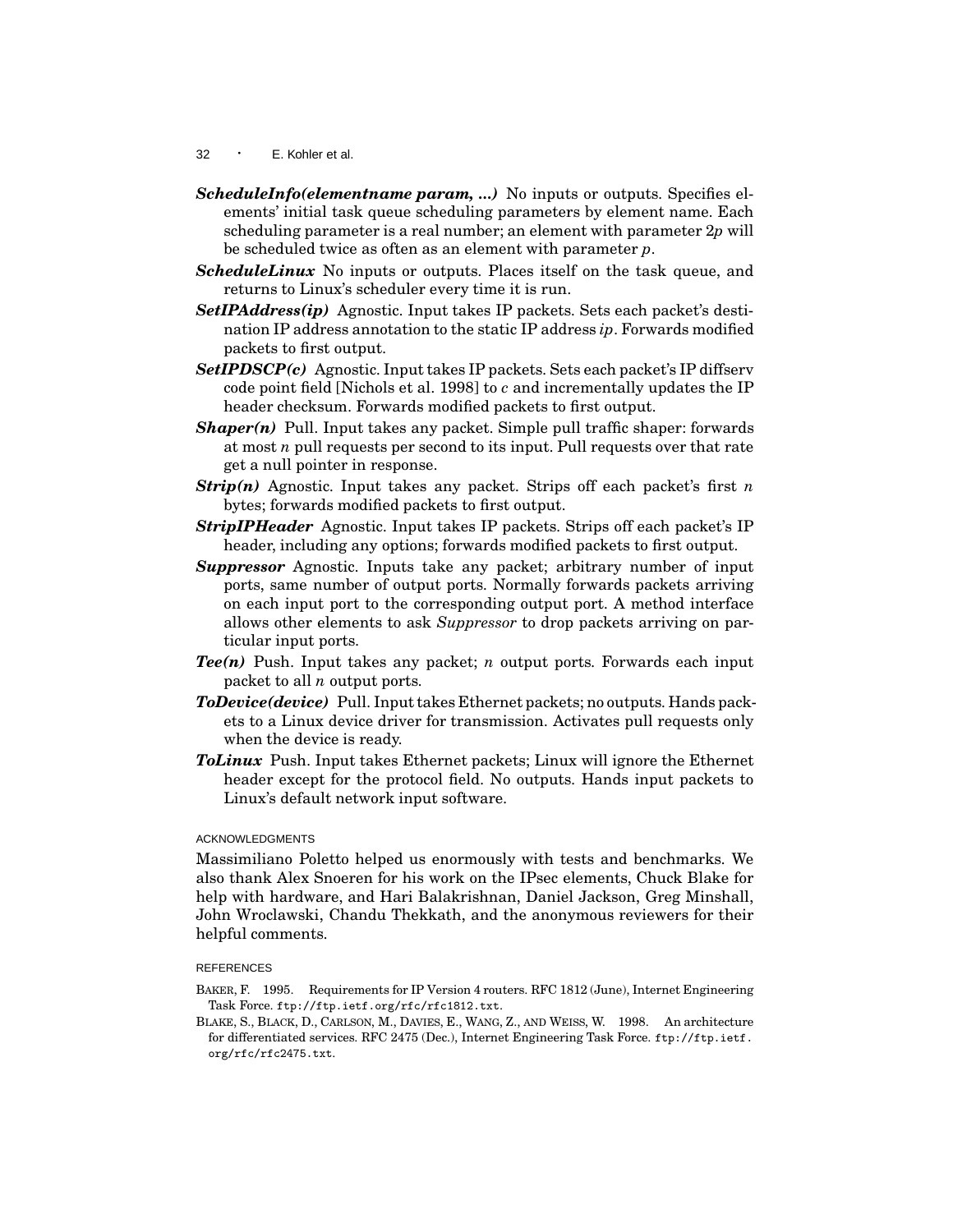***ScheduleInfo(elementname param, ...)*** No inputs or outputs. Specifies elements' initial task queue scheduling parameters by element name. Each scheduling parameter is a real number; an element with parameter $2p$ will be scheduled twice as often as an element with parameter $p$.

***ScheduleLinux*** No inputs or outputs. Places itself on the task queue, and returns to Linux's scheduler every time it is run.

***SetIPAddress(ip)*** Agnostic. Input takes IP packets. Sets each packet's destination IP address annotation to the static IP address *ip*. Forwards modified packets to first output.

***SetIPDSCP(c)*** Agnostic. Input takes IP packets. Sets each packet's IP diffserv code point field [Nichols et al. 1998] to *c* and incrementally updates the IP header checksum. Forwards modified packets to first output.

***Shaper(n)*** Pull. Input takes any packet. Simple pull traffic shaper: forwards at most *n* pull requests per second to its input. Pull requests over that rate get a null pointer in response.

***Strip(n)*** Agnostic. Input takes any packet. Strips off each packet's first *n* bytes; forwards modified packets to first output.

***StripIPHeader*** Agnostic. Input takes IP packets. Strips off each packet's IP header, including any options; forwards modified packets to first output.

***Suppressor*** Agnostic. Inputs take any packet; arbitrary number of input ports, same number of output ports. Normally forwards packets arriving on each input port to the corresponding output port. A method interface allows other elements to ask *Suppressor* to drop packets arriving on particular input ports.

***Tee(n)*** Push. Input takes any packet; *n* output ports. Forwards each input packet to all *n* output ports.

***ToDevice(device)*** Pull. Input takes Ethernet packets; no outputs. Hands packets to a Linux device driver for transmission. Activates pull requests only when the device is ready.

***ToLinux*** Push. Input takes Ethernet packets; Linux will ignore the Ethernet header except for the protocol field. No outputs. Hands input packets to Linux's default network input software.

## ACKNOWLEDGMENTS

Massimiliano Poletto helped us enormously with tests and benchmarks. We also thank Alex Snoeren for his work on the IPsec elements, Chuck Blake for help with hardware, and Hari Balakrishnan, Daniel Jackson, Greg Minshall, John Wroclawski, Chandu Thekkath, and the anonymous reviewers for their helpful comments.

## REFERENCES

BAKER, F. 1995. Requirements for IP Version 4 routers. RFC 1812 (June), Internet Engineering Task Force. `ftp://ftp.ietf.org/rfc/rfc1812.txt`.

BLAKE, S., BLACK, D., CARLSON, M., DAVIES, E., WANG, Z., AND WEISS, W. 1998. An architecture for differentiated services. RFC 2475 (Dec.), Internet Engineering Task Force. `ftp://ftp.ietf.org/rfc/rfc2475.txt`.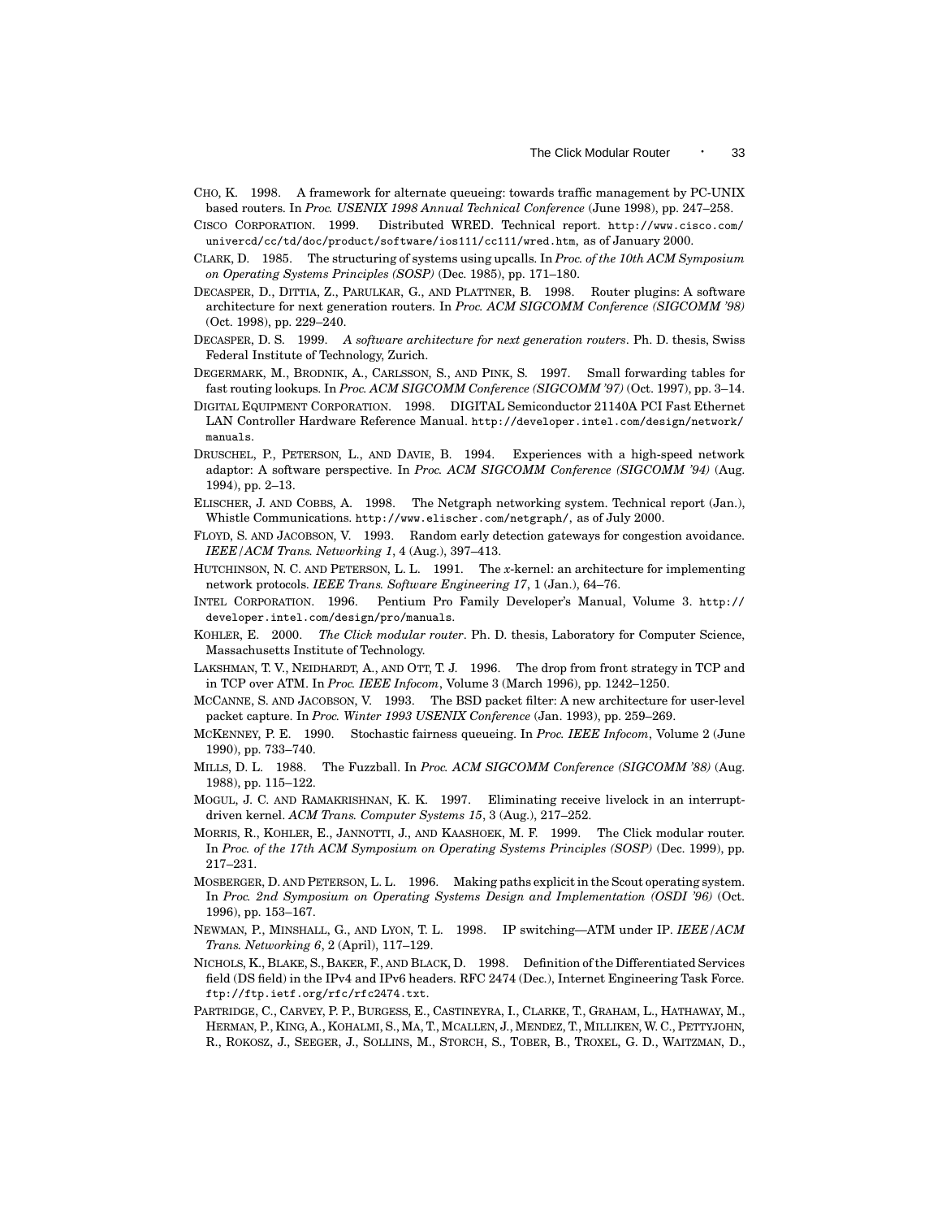CHO, K. 1998. A framework for alternate queueing: towards traffic management by PC-UNIX based routers. In *Proc. USENIX 1998 Annual Technical Conference* (June 1998), pp. 247–258.

CISCO CORPORATION. 1999. Distributed WRED. Technical report. http://www.cisco.com/univercd/cc/td/doc/product/software/ios111/cc111/wred.htm, as of January 2000.

CLARK, D. 1985. The structuring of systems using upcalls. In *Proc. of the 10th ACM Symposium on Operating Systems Principles (SOSP)* (Dec. 1985), pp. 171–180.

DECASPER, D., DITTIA, Z., PARULKAR, G., AND PLATTNER, B. 1998. Router plugins: A software architecture for next generation routers. In *Proc. ACM SIGCOMM Conference (SIGCOMM '98)* (Oct. 1998), pp. 229–240.

DECASPER, D. S. 1999. *A software architecture for next generation routers*. Ph. D. thesis, Swiss Federal Institute of Technology, Zurich.

DEGERMARK, M., BRODNIK, A., CARLSSON, S., AND PINK, S. 1997. Small forwarding tables for fast routing lookups. In *Proc. ACM SIGCOMM Conference (SIGCOMM '97)* (Oct. 1997), pp. 3–14.

DIGITAL EQUIPMENT CORPORATION. 1998. DIGITAL Semiconductor 21140A PCI Fast Ethernet LAN Controller Hardware Reference Manual. http://developer.intel.com/design/network/manuals.

DRUSCHEL, P., PETERSON, L., AND DAVIE, B. 1994. Experiences with a high-speed network adaptor: A software perspective. In *Proc. ACM SIGCOMM Conference (SIGCOMM '94)* (Aug. 1994), pp. 2–13.

ELISCHER, J. AND COBBS, A. 1998. The Netgraph networking system. Technical report (Jan.), Whistle Communications. http://www.elischer.com/netgraph/, as of July 2000.

FLOYD, S. AND JACOBSON, V. 1993. Random early detection gateways for congestion avoidance. *IEEE/ACM Trans. Networking 1*, 4 (Aug.), 397–413.

HUTCHINSON, N. C. AND PETERSON, L. L. 1991. The *x*-kernel: an architecture for implementing network protocols. *IEEE Trans. Software Engineering 17*, 1 (Jan.), 64–76.

INTEL CORPORATION. 1996. Pentium Pro Family Developer's Manual, Volume 3. http://developer.intel.com/design/pro/manuals.

KOHLER, E. 2000. *The Click modular router*. Ph. D. thesis, Laboratory for Computer Science, Massachusetts Institute of Technology.

LAKSHMAN, T. V., NEIDHARDT, A., AND OTT, T. J. 1996. The drop from front strategy in TCP and in TCP over ATM. In *Proc. IEEE Infocom*, Volume 3 (March 1996), pp. 1242–1250.

MCCANNE, S. AND JACOBSON, V. 1993. The BSD packet filter: A new architecture for user-level packet capture. In *Proc. Winter 1993 USENIX Conference* (Jan. 1993), pp. 259–269.

MCKENNEY, P. E. 1990. Stochastic fairness queueing. In *Proc. IEEE Infocom*, Volume 2 (June 1990), pp. 733–740.

MILLS, D. L. 1988. The Fuzzball. In *Proc. ACM SIGCOMM Conference (SIGCOMM '88)* (Aug. 1988), pp. 115–122.

MOGUL, J. C. AND RAMAKRISHNAN, K. K. 1997. Eliminating receive livelock in an interrupt-driven kernel. *ACM Trans. Computer Systems 15*, 3 (Aug.), 217–252.

MORRIS, R., KOHLER, E., JANNOTTI, J., AND KAASHOEK, M. F. 1999. The Click modular router. In *Proc. of the 17th ACM Symposium on Operating Systems Principles (SOSP)* (Dec. 1999), pp. 217–231.

MOSBERGER, D. AND PETERSON, L. L. 1996. Making paths explicit in the Scout operating system. In *Proc. 2nd Symposium on Operating Systems Design and Implementation (OSDI '96)* (Oct. 1996), pp. 153–167.

NEWMAN, P., MINSHALL, G., AND LYON, T. L. 1998. IP switching—ATM under IP. *IEEE/ACM Trans. Networking 6*, 2 (April), 117–129.

NICHOLS, K., BLAKE, S., BAKER, F., AND BLACK, D. 1998. Definition of the Differentiated Services field (DS field) in the IPv4 and IPv6 headers. RFC 2474 (Dec.), Internet Engineering Task Force. ftp://ftp.ietf.org/rfc/rfc2474.txt.

PARTRIDGE, C., CARVEY, P. P., BURGESS, E., CASTINEYRA, I., CLARKE, T., GRAHAM, L., HATHAWAY, M., HERMAN, P., KING, A., KOHALMI, S., MA, T., MCALLEN, J., MENDEZ, T., MILLIKEN, W. C., PETTYJOHN, R., ROKOSZ, J., SEEGER, J., SOLLINS, M., STORCH, S., TOBER, B., TROXEL, G. D., WAITZMAN, D.,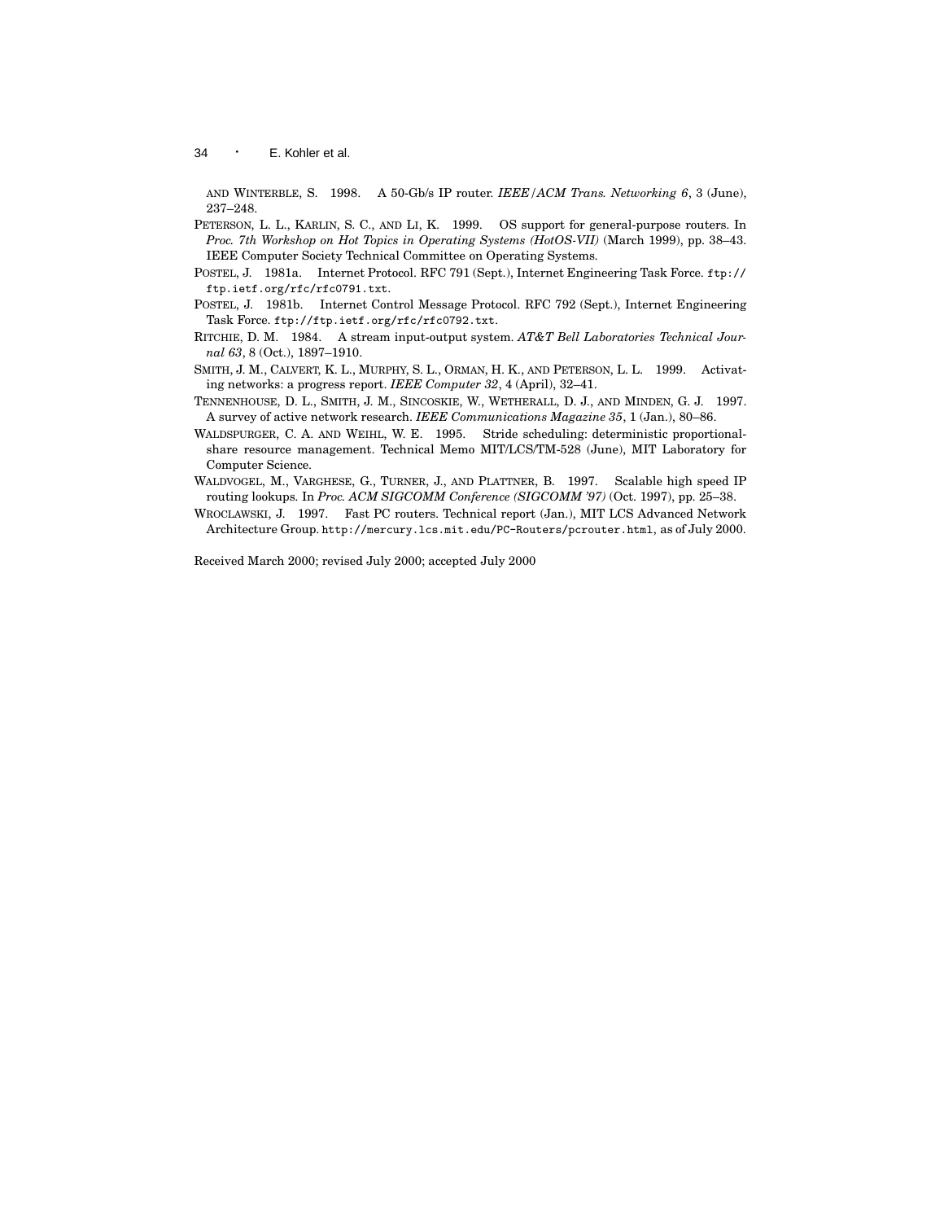AND WINTERBLE, S. 1998. A 50-Gb/s IP router. *IEEE/ACM Trans. Networking 6*, 3 (June), 237–248.

PETERSON, L. L., KARLIN, S. C., AND LI, K. 1999. OS support for general-purpose routers. In *Proc. 7th Workshop on Hot Topics in Operating Systems (HotOS-VII)* (March 1999), pp. 38–43. IEEE Computer Society Technical Committee on Operating Systems.

POSTEL, J. 1981a. Internet Protocol. RFC 791 (Sept.), Internet Engineering Task Force. ftp://ftp.ietf.org/rfc/rfc0791.txt.

POSTEL, J. 1981b. Internet Control Message Protocol. RFC 792 (Sept.), Internet Engineering Task Force. ftp://ftp.ietf.org/rfc/rfc0792.txt.

RITCHIE, D. M. 1984. A stream input-output system. *AT&T Bell Laboratories Technical Journal 63*, 8 (Oct.), 1897–1910.

SMITH, J. M., CALVERT, K. L., MURPHY, S. L., ORMAN, H. K., AND PETERSON, L. L. 1999. Activating networks: a progress report. *IEEE Computer 32*, 4 (April), 32–41.

TENNENHOUSE, D. L., SMITH, J. M., SINCOSKIE, W., WETHERALL, D. J., AND MINDEN, G. J. 1997. A survey of active network research. *IEEE Communications Magazine 35*, 1 (Jan.), 80–86.

WALDSPURGER, C. A. AND WEIHL, W. E. 1995. Stride scheduling: deterministic proportional-share resource management. Technical Memo MIT/LCS/TM-528 (June), MIT Laboratory for Computer Science.

WALDVOGEL, M., VARGHESE, G., TURNER, J., AND PLATTNER, B. 1997. Scalable high speed IP routing lookups. In *Proc. ACM SIGCOMM Conference (SIGCOMM '97)* (Oct. 1997), pp. 25–38.

WROCLAWSKI, J. 1997. Fast PC routers. Technical report (Jan.), MIT LCS Advanced Network Architecture Group. http://mercury.lcs.mit.edu/PC-Routers/pcrouter.html, as of July 2000.

Received March 2000; revised July 2000; accepted July 2000